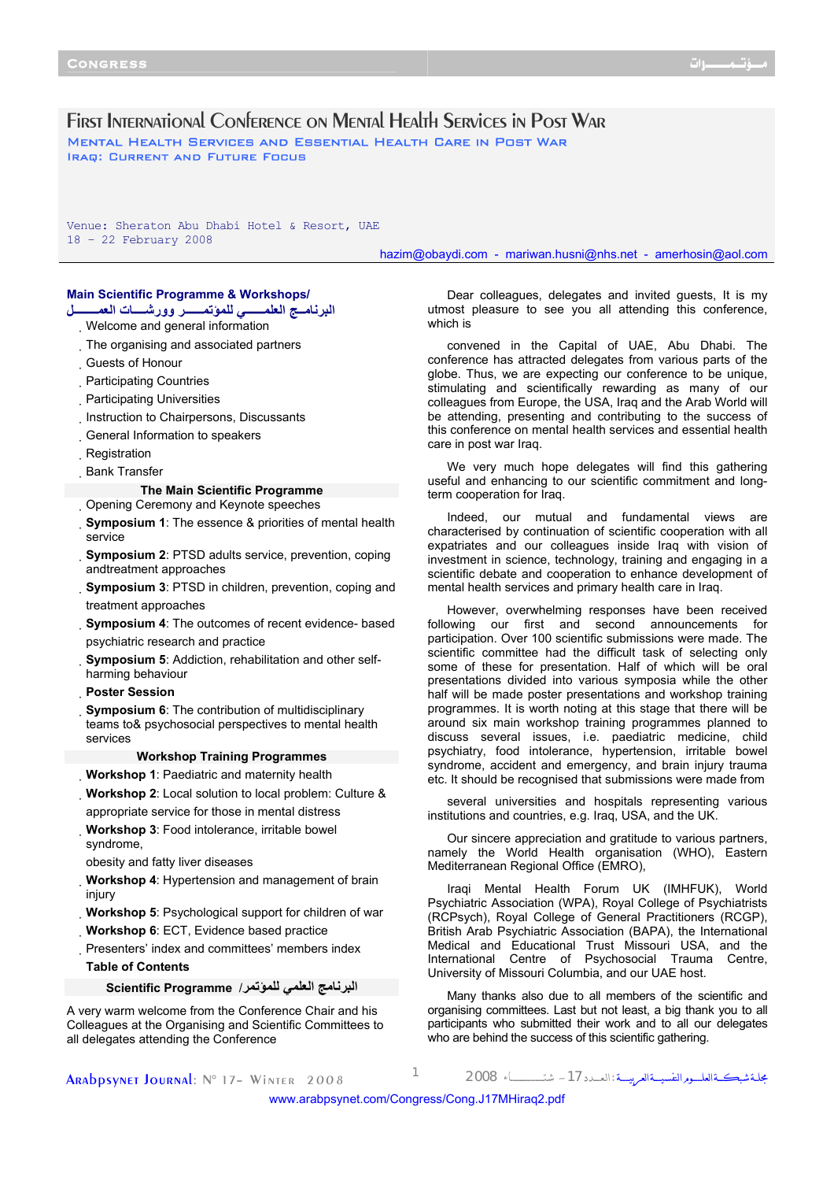# First International Conference on Mental Health Services in Post War

## Mental Health Services and Essential Health Care in Post War Iraq: Current and Future Focus

Venue: Sheraton Abu Dhabi Hotel & Resort, UAE
18 – 22 February 2008

hazim@obaydi.com - mariwan.husni@nhs.net - amerhosin@aol.com

**Main Scientific Programme & Workshops/**
**البرنامـج العلمـــي للمؤتمـــر وورشـــات العمــــل**

- Welcome and general information
- The organising and associated partners
- Guests of Honour
- Participating Countries
- Participating Universities
- Instruction to Chairpersons, Discussants
- General Information to speakers
- Registration
- Bank Transfer

**The Main Scientific Programme**

- Opening Ceremony and Keynote speeches
- **Symposium 1**: The essence & priorities of mental health service
- **Symposium 2**: PTSD adults service, prevention, coping andtreatment approaches
- **Symposium 3**: PTSD in children, prevention, coping and treatment approaches
- **Symposium 4**: The outcomes of recent evidence- based psychiatric research and practice
- **Symposium 5**: Addiction, rehabilitation and other self-harming behaviour
- **Poster Session**
- **Symposium 6**: The contribution of multidisciplinary teams to& psychosocial perspectives to mental health services

**Workshop Training Programmes**

- **Workshop 1**: Paediatric and maternity health
- **Workshop 2**: Local solution to local problem: Culture & appropriate service for those in mental distress
- **Workshop 3**: Food intolerance, irritable bowel syndrome, obesity and fatty liver diseases
- **Workshop 4**: Hypertension and management of brain injury
- **Workshop 5**: Psychological support for children of war
- **Workshop 6**: ECT, Evidence based practice
- Presenters' index and committees' members index

**Table of Contents**

**Scientific Programme /البرنامج العلمي للمؤتمر**

A very warm welcome from the Conference Chair and his Colleagues at the Organising and Scientific Committees to all delegates attending the Conference

Dear colleagues, delegates and invited guests, It is my utmost pleasure to see you all attending this conference, which is

convened in the Capital of UAE, Abu Dhabi. The conference has attracted delegates from various parts of the globe. Thus, we are expecting our conference to be unique, stimulating and scientifically rewarding as many of our colleagues from Europe, the USA, Iraq and the Arab World will be attending, presenting and contributing to the success of this conference on mental health services and essential health care in post war Iraq.

We very much hope delegates will find this gathering useful and enhancing to our scientific commitment and long-term cooperation for Iraq.

Indeed, our mutual and fundamental views are characterised by continuation of scientific cooperation with all expatriates and our colleagues inside Iraq with vision of investment in science, technology, training and engaging in a scientific debate and cooperation to enhance development of mental health services and primary health care in Iraq.

However, overwhelming responses have been received following our first and second announcements for participation. Over 100 scientific submissions were made. The scientific committee had the difficult task of selecting only some of these for presentation. Half of which will be oral presentations divided into various symposia while the other half will be made poster presentations and workshop training programmes. It is worth noting at this stage that there will be around six main workshop training programmes planned to discuss several issues, i.e. paediatric medicine, child psychiatry, food intolerance, hypertension, irritable bowel syndrome, accident and emergency, and brain injury trauma etc. It should be recognised that submissions were made from

several universities and hospitals representing various institutions and countries, e.g. Iraq, USA, and the UK.

Our sincere appreciation and gratitude to various partners, namely the World Health organisation (WHO), Eastern Mediterranean Regional Office (EMRO),

Iraqi Mental Health Forum UK (IMHFUK), World Psychiatric Association (WPA), Royal College of Psychiatrists (RCPsych), Royal College of General Practitioners (RCGP), British Arab Psychiatric Association (BAPA), the International Medical and Educational Trust Missouri USA, and the International Centre of Psychosocial Trauma Centre, University of Missouri Columbia, and our UAE host.

Many thanks also due to all members of the scientific and organising committees. Last but not least, a big thank you to all participants who submitted their work and to all our delegates who are behind the success of this scientific gathering.

www.arabpsynet.com/Congress/Cong.J17MHiraq2.pdf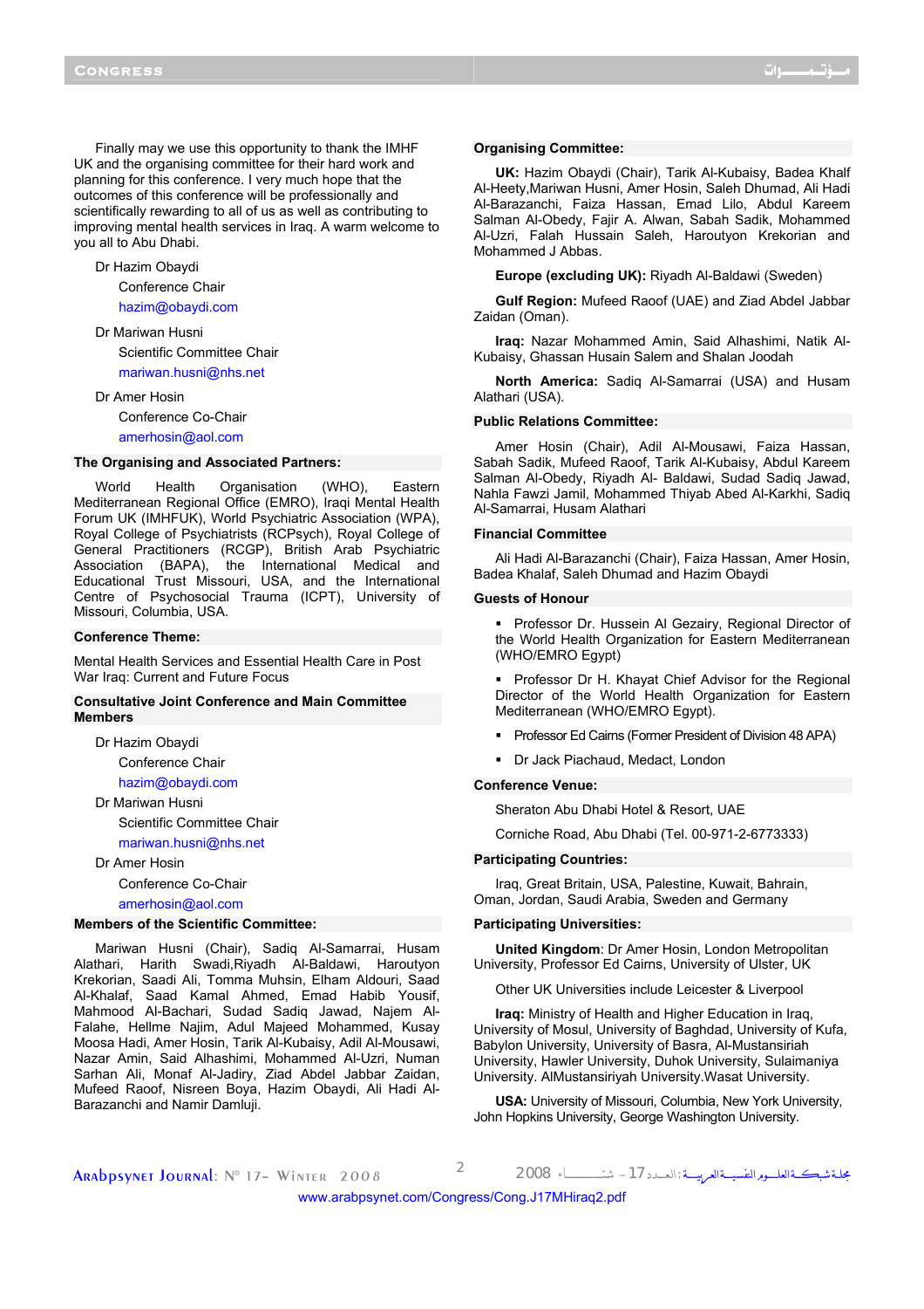Finally may we use this opportunity to thank the IMHF UK and the organising committee for their hard work and planning for this conference. I very much hope that the outcomes of this conference will be professionally and scientifically rewarding to all of us as well as contributing to improving mental health services in Iraq. A warm welcome to you all to Abu Dhabi.

Dr Hazim Obaydi
Conference Chair
hazim@obaydi.com

Dr Mariwan Husni
Scientific Committee Chair
mariwan.husni@nhs.net

Dr Amer Hosin
Conference Co-Chair
amerhosin@aol.com

**The Organising and Associated Partners:**

World Health Organisation (WHO), Eastern Mediterranean Regional Office (EMRO), Iraqi Mental Health Forum UK (IMHFUK), World Psychiatric Association (WPA), Royal College of Psychiatrists (RCPsych), Royal College of General Practitioners (RCGP), British Arab Psychiatric Association (BAPA), the International Medical and Educational Trust Missouri, USA, and the International Centre of Psychosocial Trauma (ICPT), University of Missouri, Columbia, USA.

**Conference Theme:**

Mental Health Services and Essential Health Care in Post War Iraq: Current and Future Focus

**Consultative Joint Conference and Main Committee Members**

Dr Hazim Obaydi
Conference Chair
hazim@obaydi.com

Dr Mariwan Husni
Scientific Committee Chair
mariwan.husni@nhs.net

Dr Amer Hosin
Conference Co-Chair
amerhosin@aol.com

**Members of the Scientific Committee:**

Mariwan Husni (Chair), Sadiq Al-Samarrai, Husam Alathari, Harith Swadi,Riyadh Al-Baldawi, Haroutyon Krekorian, Saadi Ali, Tomma Muhsin, Elham Aldouri, Saad Al-Khalaf, Saad Kamal Ahmed, Emad Habib Yousif, Mahmood Al-Bachari, Sudad Sadiq Jawad, Najem Al-Falahe, Hellme Najim, Adul Majeed Mohammed, Kusay Moosa Hadi, Amer Hosin, Tarik Al-Kubaisy, Adil Al-Mousawi, Nazar Amin, Said Alhashimi, Mohammed Al-Uzri, Numan Sarhan Ali, Monaf Al-Jadiry, Ziad Abdel Jabbar Zaidan, Mufeed Raoof, Nisreen Boya, Hazim Obaydi, Ali Hadi Al-Barazanchi and Namir Damluji.

**Organising Committee:**

**UK:** Hazim Obaydi (Chair), Tarik Al-Kubaisy, Badea Khalf Al-Heety,Mariwan Husni, Amer Hosin, Saleh Dhumad, Ali Hadi Al-Barazanchi, Faiza Hassan, Emad Lilo, Abdul Kareem Salman Al-Obedy, Fajir A. Alwan, Sabah Sadik, Mohammed Al-Uzri, Falah Hussain Saleh, Haroutyon Krekorian and Mohammed J Abbas.

**Europe (excluding UK):** Riyadh Al-Baldawi (Sweden)

**Gulf Region:** Mufeed Raoof (UAE) and Ziad Abdel Jabbar Zaidan (Oman).

**Iraq:** Nazar Mohammed Amin, Said Alhashimi, Natik Al-Kubaisy, Ghassan Husain Salem and Shalan Joodah

**North America:** Sadiq Al-Samarrai (USA) and Husam Alathari (USA).

**Public Relations Committee:**

Amer Hosin (Chair), Adil Al-Mousawi, Faiza Hassan, Sabah Sadik, Mufeed Raoof, Tarik Al-Kubaisy, Abdul Kareem Salman Al-Obedy, Riyadh Al- Baldawi, Sudad Sadiq Jawad, Nahla Fawzi Jamil, Mohammed Thiyab Abed Al-Karkhi, Sadiq Al-Samarrai, Husam Alathari

**Financial Committee**

Ali Hadi Al-Barazanchi (Chair), Faiza Hassan, Amer Hosin, Badea Khalaf, Saleh Dhumad and Hazim Obaydi

**Guests of Honour**

- Professor Dr. Hussein Al Gezairy, Regional Director of the World Health Organization for Eastern Mediterranean (WHO/EMRO Egypt)
- Professor Dr H. Khayat Chief Advisor for the Regional Director of the World Health Organization for Eastern Mediterranean (WHO/EMRO Egypt).
- Professor Ed Cairns (Former President of Division 48 APA)
- Dr Jack Piachaud, Medact, London

**Conference Venue:**

Sheraton Abu Dhabi Hotel & Resort, UAE

Corniche Road, Abu Dhabi (Tel. 00-971-2-6773333)

**Participating Countries:**

Iraq, Great Britain, USA, Palestine, Kuwait, Bahrain, Oman, Jordan, Saudi Arabia, Sweden and Germany

**Participating Universities:**

**United Kingdom**: Dr Amer Hosin, London Metropolitan University, Professor Ed Cairns, University of Ulster, UK

Other UK Universities include Leicester & Liverpool

**Iraq:** Ministry of Health and Higher Education in Iraq, University of Mosul, University of Baghdad, University of Kufa, Babylon University, University of Basra, Al-Mustansiriah University, Hawler University, Duhok University, Sulaimaniya University. AlMustansiriyah University.Wasat University.

**USA:** University of Missouri, Columbia, New York University, John Hopkins University, George Washington University.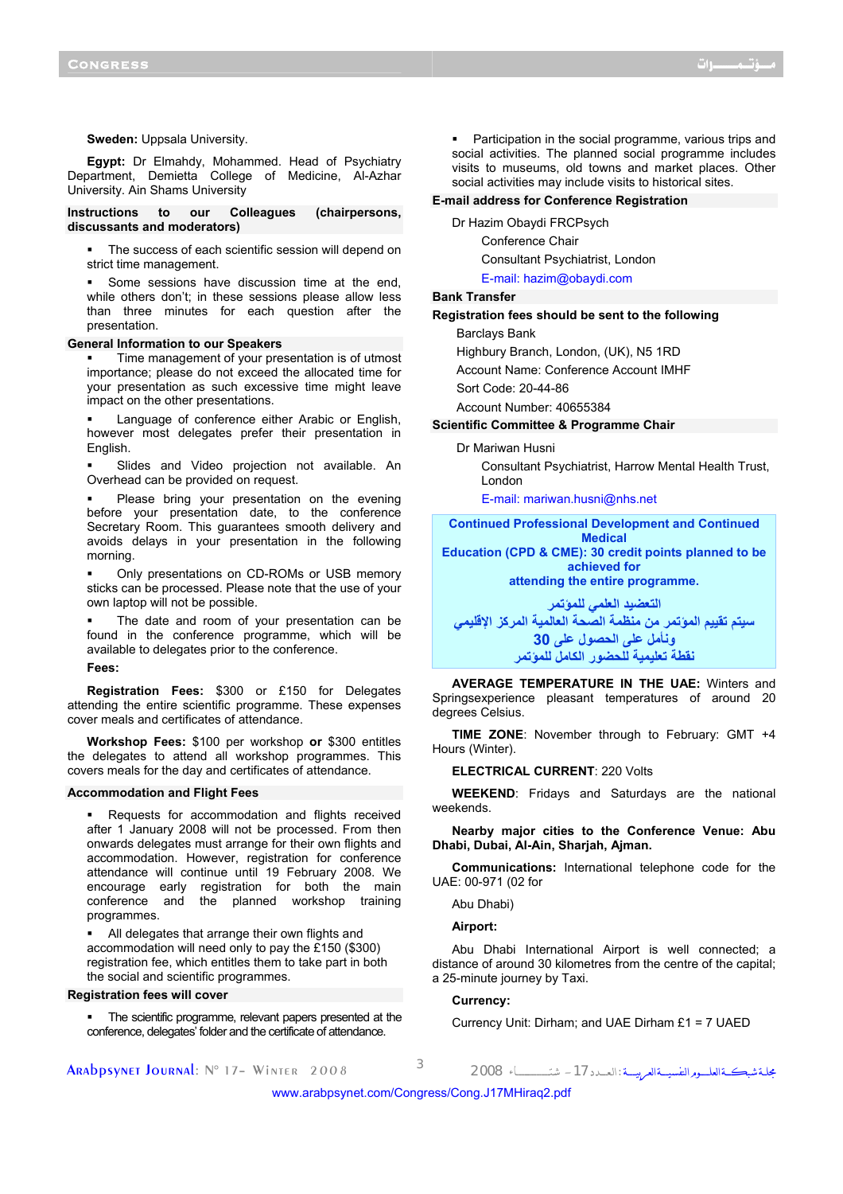**Sweden:** Uppsala University.

**Egypt:** Dr Elmahdy, Mohammed. Head of Psychiatry Department, Demietta College of Medicine, Al-Azhar University. Ain Shams University

## Instructions to our Colleagues (chairpersons, discussants and moderators)

- The success of each scientific session will depend on strict time management.
- Some sessions have discussion time at the end, while others don't; in these sessions please allow less than three minutes for each question after the presentation.

## General Information to our Speakers

- Time management of your presentation is of utmost importance; please do not exceed the allocated time for your presentation as such excessive time might leave impact on the other presentations.
- Language of conference either Arabic or English, however most delegates prefer their presentation in English.
- Slides and Video projection not available. An Overhead can be provided on request.
- Please bring your presentation on the evening before your presentation date, to the conference Secretary Room. This guarantees smooth delivery and avoids delays in your presentation in the following morning.
- Only presentations on CD-ROMs or USB memory sticks can be processed. Please note that the use of your own laptop will not be possible.
- The date and room of your presentation can be found in the conference programme, which will be available to delegates prior to the conference.

**Fees:**

**Registration Fees:** $300 or £150 for Delegates attending the entire scientific programme. These expenses cover meals and certificates of attendance.

**Workshop Fees:** $100 per workshop **or** $300 entitles the delegates to attend all workshop programmes. This covers meals for the day and certificates of attendance.

## Accommodation and Flight Fees

- Requests for accommodation and flights received after 1 January 2008 will not be processed. From then onwards delegates must arrange for their own flights and accommodation. However, registration for conference attendance will continue until 19 February 2008. We encourage early registration for both the main conference and the planned workshop training programmes.
- All delegates that arrange their own flights and accommodation will need only to pay the £150 ($300) registration fee, which entitles them to take part in both the social and scientific programmes.

## Registration fees will cover

- The scientific programme, relevant papers presented at the conference, delegates' folder and the certificate of attendance.
- Participation in the social programme, various trips and social activities. The planned social programme includes visits to museums, old towns and market places. Other social activities may include visits to historical sites.

## E-mail address for Conference Registration

Dr Hazim Obaydi FRCPsych
Conference Chair
Consultant Psychiatrist, London
E-mail: hazim@obaydi.com

## Bank Transfer

**Registration fees should be sent to the following**

Barclays Bank
Highbury Branch, London, (UK), N5 1RD
Account Name: Conference Account IMHF
Sort Code: 20-44-86
Account Number: 40655384

## Scientific Committee & Programme Chair

Dr Mariwan Husni
Consultant Psychiatrist, Harrow Mental Health Trust, London
E-mail: mariwan.husni@nhs.net

**Continued Professional Development and Continued Medical Education (CPD & CME): 30 credit points planned to be achieved for attending the entire programme.**

**التعضيد العلمي للمؤتمر**
**سيتم تقييم المؤتمر من منظمة الصحة العالمية المركز الإقليمي ونأمل على الحصول على 30 نقطة تعليمية للحضور الكامل للمؤتمر**

**AVERAGE TEMPERATURE IN THE UAE:** Winters and Springsexperience pleasant temperatures of around 20 degrees Celsius.

**TIME ZONE**: November through to February: GMT +4 Hours (Winter).

**ELECTRICAL CURRENT**: 220 Volts

**WEEKEND**: Fridays and Saturdays are the national weekends.

**Nearby major cities to the Conference Venue: Abu Dhabi, Dubai, Al-Ain, Sharjah, Ajman.**

**Communications:** International telephone code for the UAE: 00-971 (02 for

Abu Dhabi)

**Airport:**

Abu Dhabi International Airport is well connected; a distance of around 30 kilometres from the centre of the capital; a 25-minute journey by Taxi.

**Currency:**

Currency Unit: Dirham; and UAE Dirham £1 = 7 UAED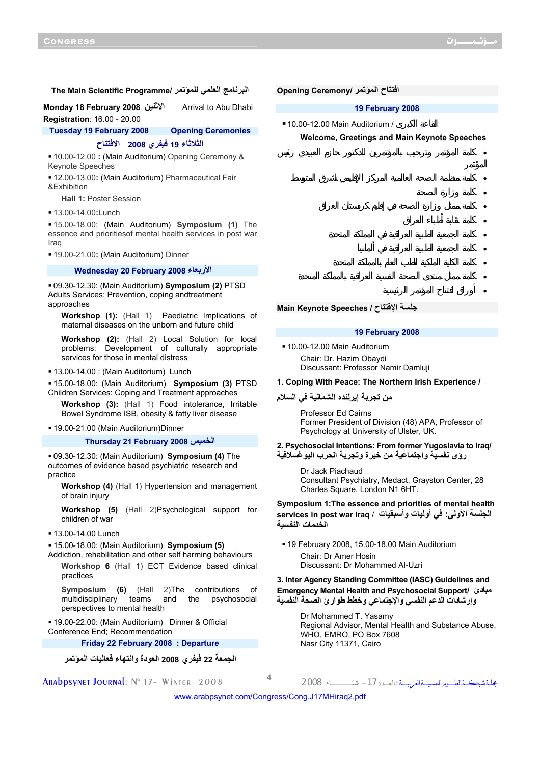## The Main Scientific Programme/ البرنامج العلمي للمؤتمر

**Monday 18 February 2008 الاثنين** Arrival to Abu Dhabi

**Registration**: 16.00 - 20.00

**Tuesday 19 February 2008 Opening Ceremonies**

**الثلاثاء 19 فيفري 2008 الافتتاح**

- 10.00-12.00 **:** (Main Auditorium) Opening Ceremony & Keynote Speeches
- 12.00-13.00**:** (Main Auditorium) Pharmaceutical Fair &Exhibition

  **Hall 1:** Poster Session
- 13.00-14.00:Lunch
- 15.00-18.00: (Main Auditorium) **Symposium (1)** The essence and prioritiesof mental health services in post war Iraq
- 19.00-21.00**:** (Main Auditorium) Dinner

**Wednesday 20 February 2008 الأربعاء**

- 09.30-12.30: (Main Auditorium) **Symposium (2)** PTSD Adults Services: Prevention, coping andtreatment approaches

  **Workshop (1):** (Hall 1) Paediatric Implications of maternal diseases on the unborn and future child

  **Workshop (2):** (Hall 2) Local Solution for local problems: Development of culturally appropriate services for those in mental distress
- 13.00-14.00 : (Main Auditorium) Lunch
- 15.00-18.00: (Main Auditorium) **Symposium (3)** PTSD Children Services: Coping and Treatment approaches

  **Workshop (3):** (Hall 1) Food intolerance, Irritable Bowel Syndrome ISB, obesity & fatty liver disease
- 19.00-21.00 (Main Auditorium)Dinner

**Thursday 21 February 2008 الخميس**

- 09.30-12.30: (Main Auditorium) **Symposium (4)** The outcomes of evidence based psychiatric research and practice

  **Workshop (4)** (Hall 1) Hypertension and management of brain injury

  **Workshop (5)** (Hall 2)Psychological support for children of war
- 13.00-14.00 Lunch
- 15.00-18.00: (Main Auditorium) **Symposium (5)** Addiction, rehabilitation and other self harming behaviours

  **Workshop 6** (Hall 1) ECT Evidence based clinical practices

  **Symposium (6)** (Hall 2)The contributions of multidisciplinary teams and the psychosocial perspectives to mental health
- 19.00-22.00: (Main Auditorium) Dinner & Official Conference End; Recommendation

**Friday 22 February 2008 : Departure**

**الجمعة 22 فيفري 2008 العودة وانتهاء فعاليات المؤتمر**

## Opening Ceremony/ افتتاح المؤتمر

**19 February 2008**

- 10.00-12.00 Main Auditorium / القاعة الكبرى

**Welcome, Greetings and Main Keynote Speeches**

- كلمة المؤتمر وترحيب بالمؤتمرين للدكتور حازم العبيدي رئيس المؤتمر
- كلمة منظمة الصحة العالمية المركز الإقليمي لشرق المتوسط
- كلمة وزارة الصحة
- كلمة ممثل وزارة الصحة في إقليم كردستان العراق
- كلمة نقابة أطباء العراق
- كلمة الجمعية الطبية العراقية في المملكة المتحدة
- كلمة الجمعية الطبية العراقية في ألمانيا
- كلمة الكلية الملكية للطب العام بالمملكة المتحدة
- كلمة ممثل منتدى الصحة النفسية العراقية بالمملكة المتحدة
- أوراق افتتاح المؤتمر الرئيسية

## Main Keynote Speeches / جلسة الإفتتاح

**19 February 2008**

- 10.00-12.00 Main Auditorium

  Chair: Dr. Hazim Obaydi
  Discussant: Professor Namir Damluji

**1. Coping With Peace: The Northern Irish Experience /**

**من تجربة إيرلندة الشمالية في السلام**

Professor Ed Cairns
Former President of Division (48) APA, Professor of Psychology at University of Ulster, UK.

**2. Psychosocial Intentions: From former Yugoslavia to Iraq/ رؤى نفسية واجتماعية من خبرة وتجربة الحرب اليوغسلافية**

Dr Jack Piachaud
Consultant Psychiatry, Medact, Grayston Center, 28 Charles Square, London N1 6HT.

**Symposium 1:The essence and priorities of mental health services in post war Iraq / الجلسة الأولى: في أوليات وأسبقيات الخدمات النفسية**

- 19 February 2008, 15.00-18.00 Main Auditorium

  Chair: Dr Amer Hosin
  Discussant: Dr Mohammed Al-Uzri

**3. Inter Agency Standing Committee (IASC) Guidelines and Emergency Mental Health and Psychosocial Support/ مبادئ وإرشادات الدعم النفسي والإجتماعي وخطط طوارئ الصحة النفسية**

Dr Mohammed T. Yasamy
Regional Advisor, Mental Health and Substance Abuse, WHO, EMRO, PO Box 7608
Nasr City 11371, Cairo

www.arabpsynet.com/Congress/Cong.J17MHiraq2.pdf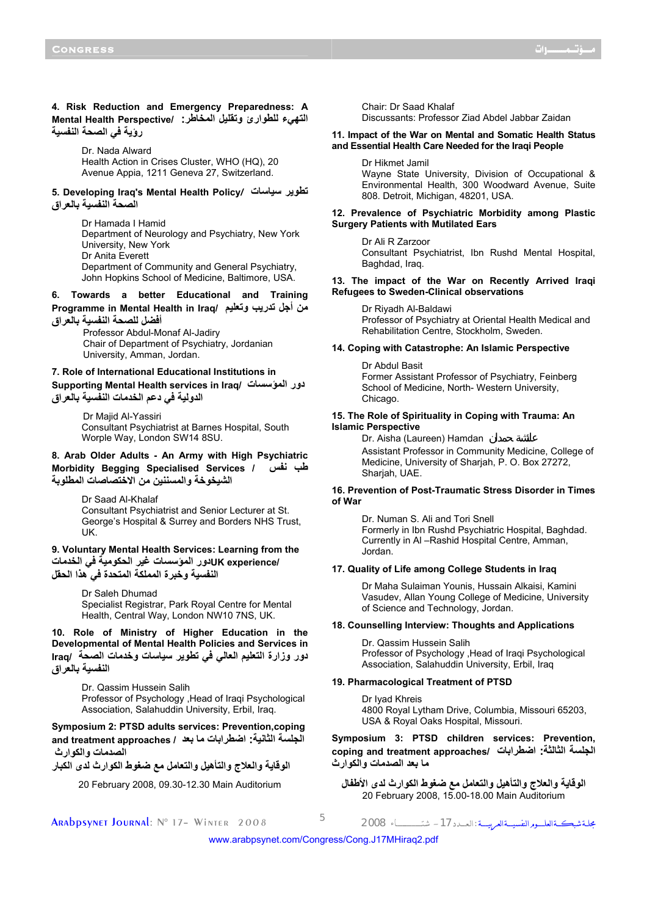**4. Risk Reduction and Emergency Preparedness: A Mental Health Perspective/ التهيء للطوارئ وتقليل المخاطر: رؤية في الصحة النفسية**

Dr. Nada Alward
Health Action in Crises Cluster, WHO (HQ), 20 Avenue Appia, 1211 Geneva 27, Switzerland.

**5. Developing Iraq's Mental Health Policy/ تطوير سياسات الصحة النفسية بالعراق**

Dr Hamada I Hamid
Department of Neurology and Psychiatry, New York University, New York
Dr Anita Everett
Department of Community and General Psychiatry, John Hopkins School of Medicine, Baltimore, USA.

**6. Towards a better Educational and Training Programme in Mental Health in Iraq/ من أجل تدريب وتعليم أفضل للصحة النفسية بالعراق**

Professor Abdul-Monaf Al-Jadiry
Chair of Department of Psychiatry, Jordanian University, Amman, Jordan.

**7. Role of International Educational Institutions in Supporting Mental Health services in Iraq/ دور المؤسسات الدولية في دعم الخدمات النفسية بالعراق**

Dr Majid Al-Yassiri
Consultant Psychiatrist at Barnes Hospital, South Worple Way, London SW14 8SU.

**8. Arab Older Adults - An Army with High Psychiatric Morbidity Begging Specialised Services / طب نفس الشيخوخة والمسنين من الاختصاصات المطلوبة**

Dr Saad Al-Khalaf
Consultant Psychiatrist and Senior Lecturer at St. George's Hospital & Surrey and Borders NHS Trust, UK.

**9. Voluntary Mental Health Services: Learning from the UK experience/ دور المؤسسات غير الحكومية في الخدمات النفسية وخبرة المملكة المتحدة في هذا الحقل**

Dr Saleh Dhumad
Specialist Registrar, Park Royal Centre for Mental Health, Central Way, London NW10 7NS, UK.

**10. Role of Ministry of Higher Education in the Developmental of Mental Health Policies and Services in Iraq/ دور وزارة التعليم العالي في تطوير سياسات وخدمات الصحة النفسية بالعراق**

Dr. Qassim Hussein Salih
Professor of Psychology ,Head of Iraqi Psychological Association, Salahuddin University, Erbil, Iraq.

**Symposium 2: PTSD adults services: Prevention,coping and treatment approaches / الجلسة الثانية: اضطرابات ما بعد الصدمات والكوارث**

**الوقاية والعلاج والتأهيل والتعامل مع ضغوط الكوارث لدى الكبار**

20 February 2008, 09.30-12.30 Main Auditorium

Chair: Dr Saad Khalaf
Discussants: Professor Ziad Abdel Jabbar Zaidan

**11. Impact of the War on Mental and Somatic Health Status and Essential Health Care Needed for the Iraqi People**

Dr Hikmet Jamil
Wayne State University, Division of Occupational & Environmental Health, 300 Woodward Avenue, Suite 808. Detroit, Michigan, 48201, USA.

**12. Prevalence of Psychiatric Morbidity among Plastic Surgery Patients with Mutilated Ears**

Dr Ali R Zarzoor
Consultant Psychiatrist, Ibn Rushd Mental Hospital, Baghdad, Iraq.

**13. The impact of the War on Recently Arrived Iraqi Refugees to Sweden-Clinical observations**

Dr Riyadh Al-Baldawi
Professor of Psychiatry at Oriental Health Medical and Rehabilitation Centre, Stockholm, Sweden.

**14. Coping with Catastrophe: An Islamic Perspective**

Dr Abdul Basit
Former Assistant Professor of Psychiatry, Feinberg School of Medicine, North- Western University, Chicago.

**15. The Role of Spirituality in Coping with Trauma: An Islamic Perspective**

Dr. Aisha (Laureen) Hamdan عائشة حمدان
Assistant Professor in Community Medicine, College of Medicine, University of Sharjah, P. O. Box 27272, Sharjah, UAE.

**16. Prevention of Post-Traumatic Stress Disorder in Times of War**

Dr. Numan S. Ali and Tori Snell
Formerly in Ibn Rushd Psychiatric Hospital, Baghdad. Currently in Al –Rashid Hospital Centre, Amman, Jordan.

**17. Quality of Life among College Students in Iraq**

Dr Maha Sulaiman Younis, Hussain Alkaisi, Kamini Vasudev, Allan Young College of Medicine, University of Science and Technology, Jordan.

**18. Counselling Interview: Thoughts and Applications**

Dr. Qassim Hussein Salih
Professor of Psychology ,Head of Iraqi Psychological Association, Salahuddin University, Erbil, Iraq

**19. Pharmacological Treatment of PTSD**

Dr Iyad Khreis
4800 Royal Lytham Drive, Columbia, Missouri 65203, USA & Royal Oaks Hospital, Missouri.

**Symposium 3: PTSD children services: Prevention, coping and treatment approaches/ الجلسة الثالثة: اضطرابات ما بعد الصدمات والكوارث**

**الوقاية والعلاج والتأهيل والتعامل مع ضغوط الكوارث لدى الأطفال**

20 February 2008, 15.00-18.00 Main Auditorium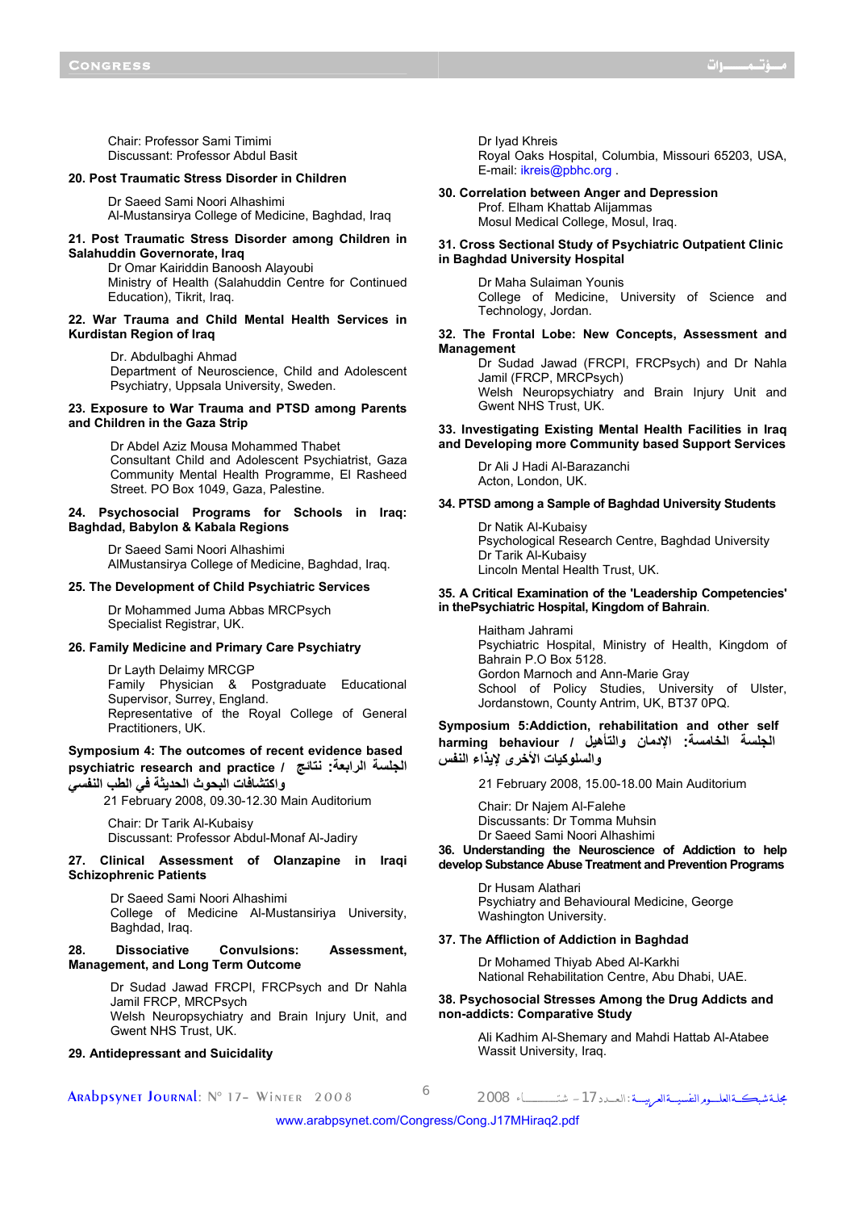Chair: Professor Sami Timimi
Discussant: Professor Abdul Basit

**20. Post Traumatic Stress Disorder in Children**

Dr Saeed Sami Noori Alhashimi
Al-Mustansirya College of Medicine, Baghdad, Iraq

**21. Post Traumatic Stress Disorder among Children in Salahuddin Governorate, Iraq**

Dr Omar Kairiddin Banoosh Alayoubi
Ministry of Health (Salahuddin Centre for Continued Education), Tikrit, Iraq.

**22. War Trauma and Child Mental Health Services in Kurdistan Region of Iraq**

Dr. Abdulbaghi Ahmad
Department of Neuroscience, Child and Adolescent Psychiatry, Uppsala University, Sweden.

**23. Exposure to War Trauma and PTSD among Parents and Children in the Gaza Strip**

Dr Abdel Aziz Mousa Mohammed Thabet
Consultant Child and Adolescent Psychiatrist, Gaza Community Mental Health Programme, El Rasheed Street. PO Box 1049, Gaza, Palestine.

**24. Psychosocial Programs for Schools in Iraq: Baghdad, Babylon & Kabala Regions**

Dr Saeed Sami Noori Alhashimi
AlMustansirya College of Medicine, Baghdad, Iraq.

**25. The Development of Child Psychiatric Services**

Dr Mohammed Juma Abbas MRCPsych
Specialist Registrar, UK.

**26. Family Medicine and Primary Care Psychiatry**

Dr Layth Delaimy MRCGP
Family Physician & Postgraduate Educational Supervisor, Surrey, England.
Representative of the Royal College of General Practitioners, UK.

**Symposium 4: The outcomes of recent evidence based psychiatric research and practice / الجلسة الرابعة: نتائج واكتشافات البحوث الحديثة في الطب النفسي**

21 February 2008, 09.30-12.30 Main Auditorium

Chair: Dr Tarik Al-Kubaisy
Discussant: Professor Abdul-Monaf Al-Jadiry

**27. Clinical Assessment of Olanzapine in Iraqi Schizophrenic Patients**

Dr Saeed Sami Noori Alhashimi
College of Medicine Al-Mustansiriya University, Baghdad, Iraq.

**28. Dissociative Convulsions: Assessment, Management, and Long Term Outcome**

Dr Sudad Jawad FRCPI, FRCPsych and Dr Nahla Jamil FRCP, MRCPsych
Welsh Neuropsychiatry and Brain Injury Unit, and Gwent NHS Trust, UK.

**29. Antidepressant and Suicidality**

Dr Iyad Khreis
Royal Oaks Hospital, Columbia, Missouri 65203, USA,
E-mail: ikreis@pbhc.org .

**30. Correlation between Anger and Depression**

Prof. Elham Khattab Alijammas
Mosul Medical College, Mosul, Iraq.

**31. Cross Sectional Study of Psychiatric Outpatient Clinic in Baghdad University Hospital**

Dr Maha Sulaiman Younis
College of Medicine, University of Science and Technology, Jordan.

**32. The Frontal Lobe: New Concepts, Assessment and Management**

Dr Sudad Jawad (FRCPI, FRCPsych) and Dr Nahla Jamil (FRCP, MRCPsych)
Welsh Neuropsychiatry and Brain Injury Unit and Gwent NHS Trust, UK.

**33. Investigating Existing Mental Health Facilities in Iraq and Developing more Community based Support Services**

Dr Ali J Hadi Al-Barazanchi
Acton, London, UK.

**34. PTSD among a Sample of Baghdad University Students**

Dr Natik Al-Kubaisy
Psychological Research Centre, Baghdad University
Dr Tarik Al-Kubaisy
Lincoln Mental Health Trust, UK.

**35. A Critical Examination of the 'Leadership Competencies' in thePsychiatric Hospital, Kingdom of Bahrain**.

Haitham Jahrami
Psychiatric Hospital, Ministry of Health, Kingdom of Bahrain P.O Box 5128.
Gordon Marnoch and Ann-Marie Gray
School of Policy Studies, University of Ulster, Jordanstown, County Antrim, UK, BT37 0PQ.

**Symposium 5:Addiction, rehabilitation and other self harming behaviour / الجلسة الخامسة: الإدمان والتأهيل والسلوكيات الأخرى لإيذاء النفس**

21 February 2008, 15.00-18.00 Main Auditorium

Chair: Dr Najem Al-Falehe
Discussants: Dr Tomma Muhsin
Dr Saeed Sami Noori Alhashimi

**36. Understanding the Neuroscience of Addiction to help develop Substance Abuse Treatment and Prevention Programs**

Dr Husam Alathari
Psychiatry and Behavioural Medicine, George Washington University.

**37. The Affliction of Addiction in Baghdad**

Dr Mohamed Thiyab Abed Al-Karkhi
National Rehabilitation Centre, Abu Dhabi, UAE.

**38. Psychosocial Stresses Among the Drug Addicts and non-addicts: Comparative Study**

Ali Kadhim Al-Shemary and Mahdi Hattab Al-Atabee
Wassit University, Iraq.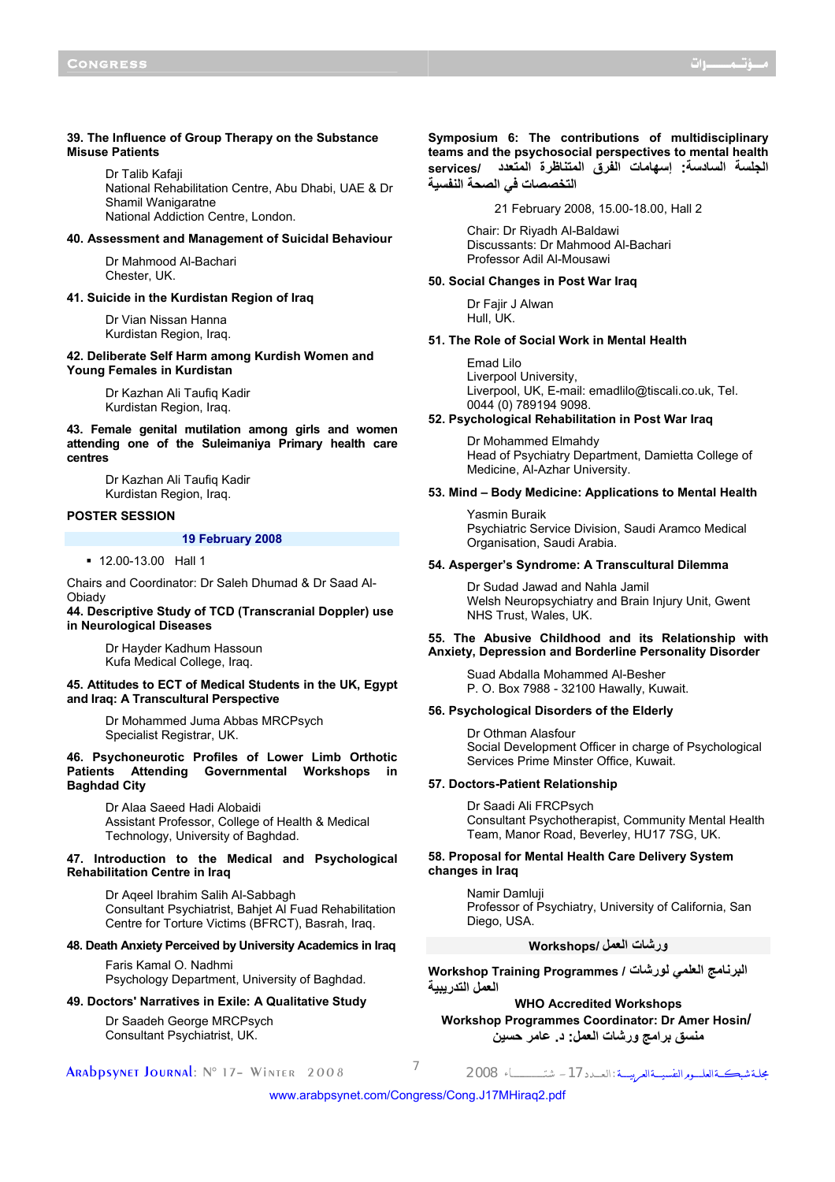**39. The Influence of Group Therapy on the Substance Misuse Patients**

Dr Talib Kafaji
National Rehabilitation Centre, Abu Dhabi, UAE & Dr Shamil Wanigaratne
National Addiction Centre, London.

**40. Assessment and Management of Suicidal Behaviour**

Dr Mahmood Al-Bachari
Chester, UK.

**41. Suicide in the Kurdistan Region of Iraq**

Dr Vian Nissan Hanna
Kurdistan Region, Iraq.

**42. Deliberate Self Harm among Kurdish Women and Young Females in Kurdistan**

Dr Kazhan Ali Taufiq Kadir
Kurdistan Region, Iraq.

**43. Female genital mutilation among girls and women attending one of the Suleimaniya Primary health care centres**

Dr Kazhan Ali Taufiq Kadir
Kurdistan Region, Iraq.

**POSTER SESSION**

**19 February 2008**

- 12.00-13.00 Hall 1

Chairs and Coordinator: Dr Saleh Dhumad & Dr Saad Al-Obiady

**44. Descriptive Study of TCD (Transcranial Doppler) use in Neurological Diseases**

Dr Hayder Kadhum Hassoun
Kufa Medical College, Iraq.

**45. Attitudes to ECT of Medical Students in the UK, Egypt and Iraq: A Transcultural Perspective**

Dr Mohammed Juma Abbas MRCPsych
Specialist Registrar, UK.

**46. Psychoneurotic Profiles of Lower Limb Orthotic Patients Attending Governmental Workshops in Baghdad City**

Dr Alaa Saeed Hadi Alobaidi
Assistant Professor, College of Health & Medical Technology, University of Baghdad.

**47. Introduction to the Medical and Psychological Rehabilitation Centre in Iraq**

Dr Aqeel Ibrahim Salih Al-Sabbagh
Consultant Psychiatrist, Bahjet Al Fuad Rehabilitation Centre for Torture Victims (BFRCT), Basrah, Iraq.

**48. Death Anxiety Perceived by University Academics in Iraq**

Faris Kamal O. Nadhmi
Psychology Department, University of Baghdad.

**49. Doctors' Narratives in Exile: A Qualitative Study**

Dr Saadeh George MRCPsych
Consultant Psychiatrist, UK.

**Symposium 6: The contributions of multidisciplinary teams and the psychosocial perspectives to mental health services/ الجلسة السادسة: إسهامات الفرق المتناظرة المتعدد التخصصات في الصحة النفسية**

21 February 2008, 15.00-18.00, Hall 2

Chair: Dr Riyadh Al-Baldawi
Discussants: Dr Mahmood Al-Bachari
Professor Adil Al-Mousawi

**50. Social Changes in Post War Iraq**

Dr Fajir J Alwan
Hull, UK.

**51. The Role of Social Work in Mental Health**

Emad Lilo
Liverpool University,
Liverpool, UK, E-mail: emadlilo@tiscali.co.uk, Tel. 0044 (0) 789194 9098.

**52. Psychological Rehabilitation in Post War Iraq**

Dr Mohammed Elmahdy
Head of Psychiatry Department, Damietta College of Medicine, Al-Azhar University.

**53. Mind – Body Medicine: Applications to Mental Health**

Yasmin Buraik
Psychiatric Service Division, Saudi Aramco Medical Organisation, Saudi Arabia.

**54. Asperger's Syndrome: A Transcultural Dilemma**

Dr Sudad Jawad and Nahla Jamil
Welsh Neuropsychiatry and Brain Injury Unit, Gwent NHS Trust, Wales, UK.

**55. The Abusive Childhood and its Relationship with Anxiety, Depression and Borderline Personality Disorder**

Suad Abdalla Mohammed Al-Besher
P. O. Box 7988 - 32100 Hawally, Kuwait.

**56. Psychological Disorders of the Elderly**

Dr Othman Alasfour
Social Development Officer in charge of Psychological Services Prime Minster Office, Kuwait.

**57. Doctors-Patient Relationship**

Dr Saadi Ali FRCPsych
Consultant Psychotherapist, Community Mental Health Team, Manor Road, Beverley, HU17 7SG, UK.

**58. Proposal for Mental Health Care Delivery System changes in Iraq**

Namir Damluji
Professor of Psychiatry, University of California, San Diego, USA.

**Workshops/ ورشات العمل**

**Workshop Training Programmes / البرنامج العلمي لورشات العمل التدريبية**

**WHO Accredited Workshops**

**Workshop Programmes Coordinator: Dr Amer Hosin/ منسق برامج ورشات العمل: د. عامر حسين**

www.arabpsynet.com/Congress/Cong.J17MHiraq2.pdf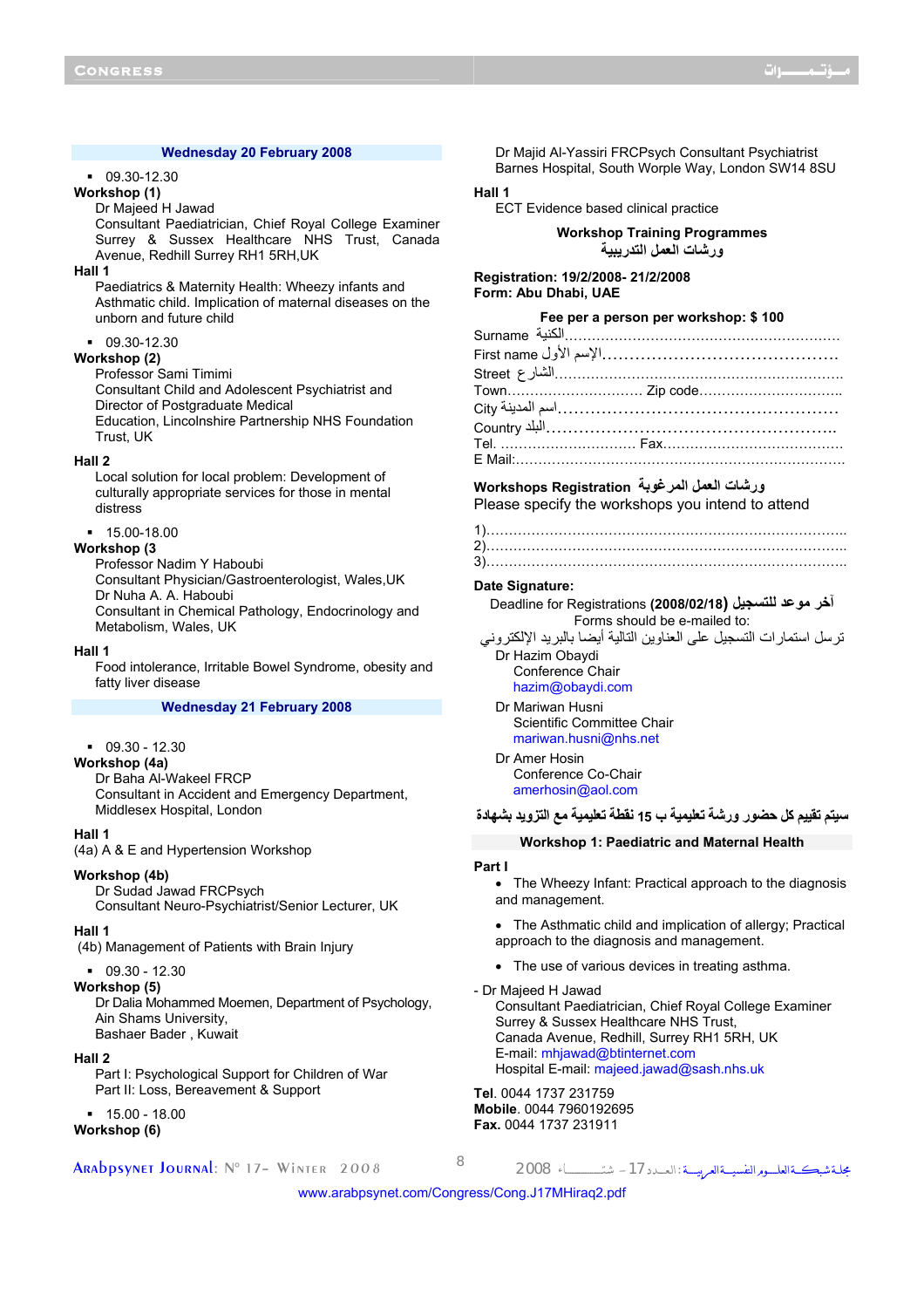## Wednesday 20 February 2008

- 09.30-12.30

**Workshop (1)**

Dr Majeed H Jawad
Consultant Paediatrician, Chief Royal College Examiner Surrey & Sussex Healthcare NHS Trust, Canada Avenue, Redhill Surrey RH1 5RH,UK

**Hall 1**

Paediatrics & Maternity Health: Wheezy infants and Asthmatic child. Implication of maternal diseases on the unborn and future child

- 09.30-12.30

**Workshop (2)**

Professor Sami Timimi
Consultant Child and Adolescent Psychiatrist and Director of Postgraduate Medical Education, Lincolnshire Partnership NHS Foundation Trust, UK

**Hall 2**

Local solution for local problem: Development of culturally appropriate services for those in mental distress

- 15.00-18.00

**Workshop (3**

Professor Nadim Y Haboubi
Consultant Physician/Gastroenterologist, Wales,UK
Dr Nuha A. A. Haboubi
Consultant in Chemical Pathology, Endocrinology and Metabolism, Wales, UK

**Hall 1**

Food intolerance, Irritable Bowel Syndrome, obesity and fatty liver disease

## Wednesday 21 February 2008

- 09.30 - 12.30

**Workshop (4a)**

Dr Baha Al-Wakeel FRCP
Consultant in Accident and Emergency Department, Middlesex Hospital, London

**Hall 1**

(4a) A & E and Hypertension Workshop

**Workshop (4b)**

Dr Sudad Jawad FRCPsych
Consultant Neuro-Psychiatrist/Senior Lecturer, UK

**Hall 1**

(4b) Management of Patients with Brain Injury

- 09.30 - 12.30

**Workshop (5)**

Dr Dalia Mohammed Moemen, Department of Psychology, Ain Shams University,
Bashaer Bader , Kuwait

**Hall 2**

Part I: Psychological Support for Children of War
Part II: Loss, Bereavement & Support

- 15.00 - 18.00

**Workshop (6)**

Dr Majid Al-Yassiri FRCPsych Consultant Psychiatrist
Barnes Hospital, South Worple Way, London SW14 8SU

**Hall 1**

ECT Evidence based clinical practice

**Workshop Training Programmes**
**ورشات العمل التدريبية**

**Registration: 19/2/2008- 21/2/2008**
**Form: Abu Dhabi, UAE**

**Fee per a person per workshop: $ 100**

Surname الكنية............................................................
First name الإسم الأول.........................................
Street الشارع................................................................
Town.............................. Zip code..............................
City اسم المدينة...................................................
Country البلد.....................................................
Tel. .............................. Fax........................................
E Mail:.......................................................................

**Workshops Registration ورشات العمل المرغوبة**
Please specify the workshops you intend to attend

1)..............................................................................
2)..............................................................................
3)..............................................................................

**Date Signature:**

Deadline for Registrations **(2008/02/18) آخر موعد للتسجيل**
Forms should be e-mailed to:
ترسل استمارات التسجيل على العناوين التالية أيضا بالبريد الإلكتروني

Dr Hazim Obaydi
Conference Chair
hazim@obaydi.com

Dr Mariwan Husni
Scientific Committee Chair
mariwan.husni@nhs.net

Dr Amer Hosin
Conference Co-Chair
amerhosin@aol.com

**سيتم تقييم كل حضور ورشة تعليمية ب 15 نقطة تعليمية مع التزويد بشهادة**

**Workshop 1: Paediatric and Maternal Health**

**Part I**

- The Wheezy Infant: Practical approach to the diagnosis and management.
- The Asthmatic child and implication of allergy; Practical approach to the diagnosis and management.
- The use of various devices in treating asthma.

- Dr Majeed H Jawad
Consultant Paediatrician, Chief Royal College Examiner
Surrey & Sussex Healthcare NHS Trust,
Canada Avenue, Redhill, Surrey RH1 5RH, UK
E-mail: mhjawad@btinternet.com
Hospital E-mail: majeed.jawad@sash.nhs.uk

**Tel**. 0044 1737 231759
**Mobile**. 0044 7960192695
**Fax.** 0044 1737 231911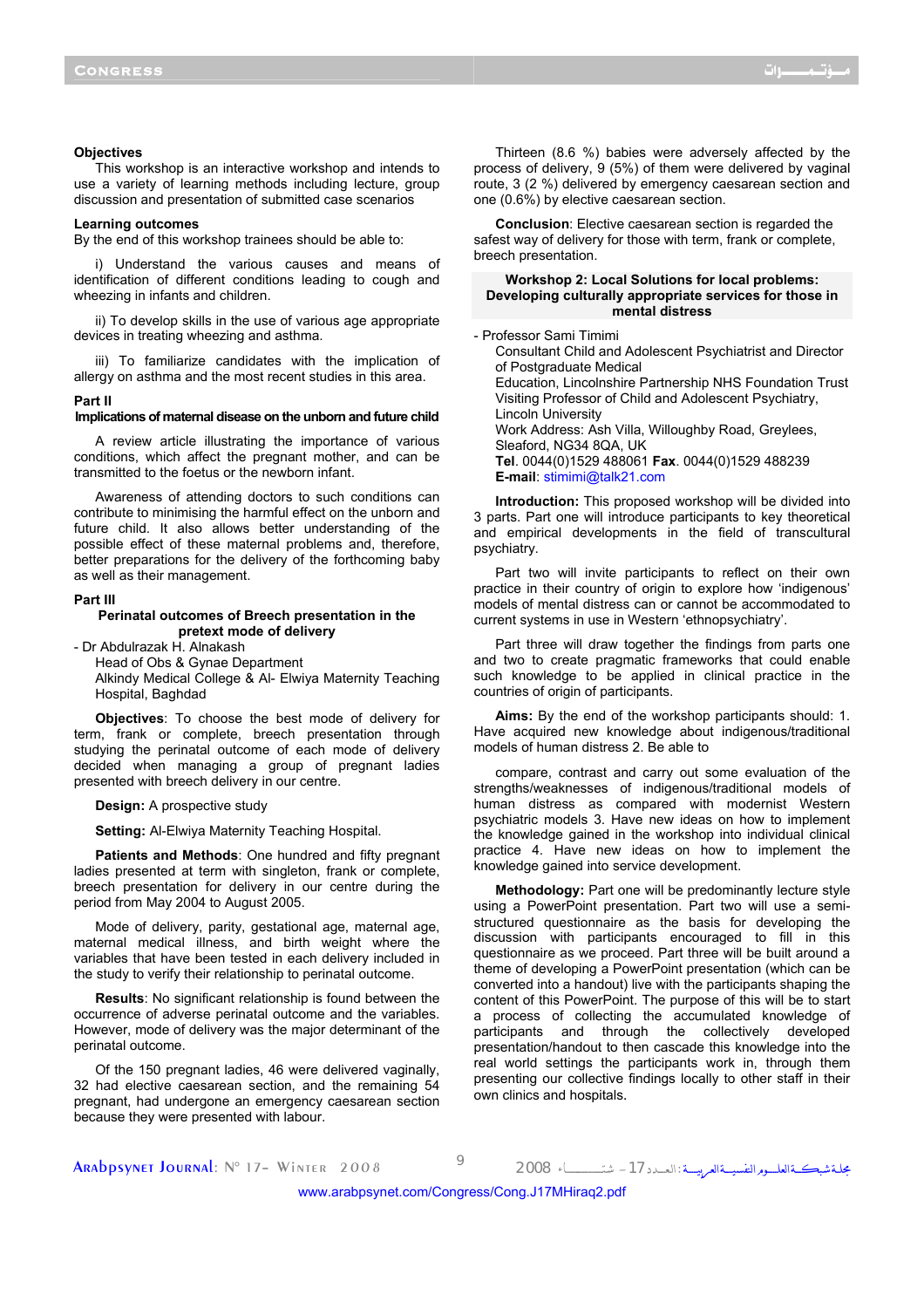**Objectives**

This workshop is an interactive workshop and intends to use a variety of learning methods including lecture, group discussion and presentation of submitted case scenarios

**Learning outcomes**

By the end of this workshop trainees should be able to:

i) Understand the various causes and means of identification of different conditions leading to cough and wheezing in infants and children.

ii) To develop skills in the use of various age appropriate devices in treating wheezing and asthma.

iii) To familiarize candidates with the implication of allergy on asthma and the most recent studies in this area.

**Part II**

**Implications of maternal disease on the unborn and future child**

A review article illustrating the importance of various conditions, which affect the pregnant mother, and can be transmitted to the foetus or the newborn infant.

Awareness of attending doctors to such conditions can contribute to minimising the harmful effect on the unborn and future child. It also allows better understanding of the possible effect of these maternal problems and, therefore, better preparations for the delivery of the forthcoming baby as well as their management.

**Part III**

**Perinatal outcomes of Breech presentation in the pretext mode of delivery**

- Dr Abdulrazak H. Alnakash
  Head of Obs & Gynae Department
  Alkindy Medical College & Al- Elwiya Maternity Teaching Hospital, Baghdad

**Objectives**: To choose the best mode of delivery for term, frank or complete, breech presentation through studying the perinatal outcome of each mode of delivery decided when managing a group of pregnant ladies presented with breech delivery in our centre.

**Design:** A prospective study

**Setting:** Al-Elwiya Maternity Teaching Hospital.

**Patients and Methods**: One hundred and fifty pregnant ladies presented at term with singleton, frank or complete, breech presentation in our centre during the period from May 2004 to August 2005.

Mode of delivery, parity, gestational age, maternal age, maternal medical illness, and birth weight where the variables that have been tested in each delivery included in the study to verify their relationship to perinatal outcome.

**Results**: No significant relationship is found between the occurrence of adverse perinatal outcome and the variables. However, mode of delivery was the major determinant of the perinatal outcome.

Of the 150 pregnant ladies, 46 were delivered vaginally, 32 had elective caesarean section, and the remaining 54 pregnant, had undergone an emergency caesarean section because they were presented with labour.

Thirteen (8.6 %) babies were adversely affected by the process of delivery, 9 (5%) of them were delivered by vaginal route, 3 (2 %) delivered by emergency caesarean section and one (0.6%) by elective caesarean section.

**Conclusion**: Elective caesarean section is regarded the safest way of delivery for those with term, frank or complete, breech presentation.

**Workshop 2: Local Solutions for local problems: Developing culturally appropriate services for those in mental distress**

- Professor Sami Timimi
  Consultant Child and Adolescent Psychiatrist and Director of Postgraduate Medical
  Education, Lincolnshire Partnership NHS Foundation Trust
  Visiting Professor of Child and Adolescent Psychiatry, Lincoln University
  Work Address: Ash Villa, Willoughby Road, Greylees, Sleaford, NG34 8QA, UK
  **Tel**. 0044(0)1529 488061 **Fax**. 0044(0)1529 488239
  **E-mail**: stimimi@talk21.com

**Introduction:** This proposed workshop will be divided into 3 parts. Part one will introduce participants to key theoretical and empirical developments in the field of transcultural psychiatry.

Part two will invite participants to reflect on their own practice in their country of origin to explore how 'indigenous' models of mental distress can or cannot be accommodated to current systems in use in Western 'ethnopsychiatry'.

Part three will draw together the findings from parts one and two to create pragmatic frameworks that could enable such knowledge to be applied in clinical practice in the countries of origin of participants.

**Aims:** By the end of the workshop participants should: 1. Have acquired new knowledge about indigenous/traditional models of human distress 2. Be able to

compare, contrast and carry out some evaluation of the strengths/weaknesses of indigenous/traditional models of human distress as compared with modernist Western psychiatric models 3. Have new ideas on how to implement the knowledge gained in the workshop into individual clinical practice 4. Have new ideas on how to implement the knowledge gained into service development.

**Methodology:** Part one will be predominantly lecture style using a PowerPoint presentation. Part two will use a semi-structured questionnaire as the basis for developing the discussion with participants encouraged to fill in this questionnaire as we proceed. Part three will be built around a theme of developing a PowerPoint presentation (which can be converted into a handout) live with the participants shaping the content of this PowerPoint. The purpose of this will be to start a process of collecting the accumulated knowledge of participants and through the collectively developed presentation/handout to then cascade this knowledge into the real world settings the participants work in, through them presenting our collective findings locally to other staff in their own clinics and hospitals.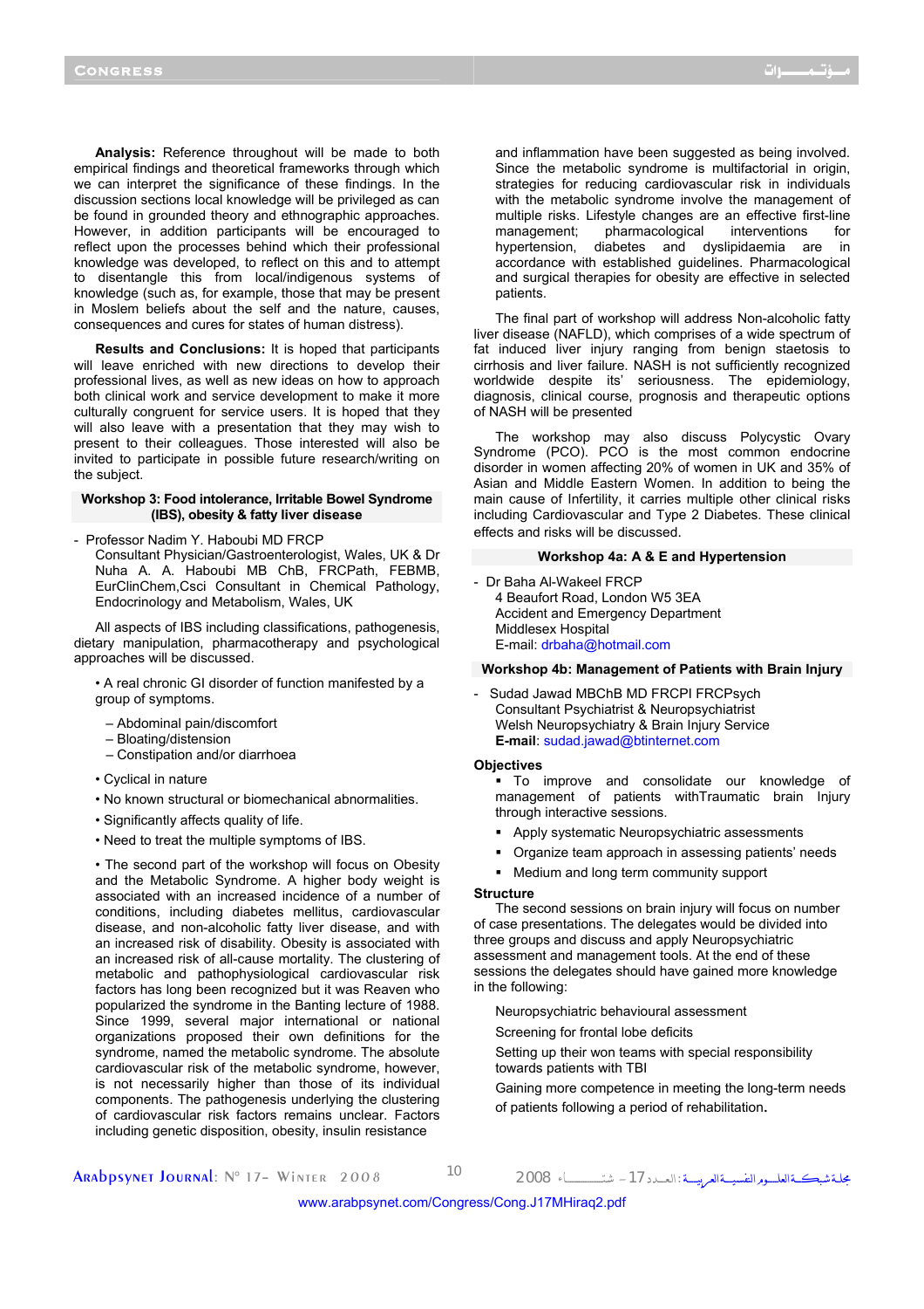**Analysis:** Reference throughout will be made to both empirical findings and theoretical frameworks through which we can interpret the significance of these findings. In the discussion sections local knowledge will be privileged as can be found in grounded theory and ethnographic approaches. However, in addition participants will be encouraged to reflect upon the processes behind which their professional knowledge was developed, to reflect on this and to attempt to disentangle this from local/indigenous systems of knowledge (such as, for example, those that may be present in Moslem beliefs about the self and the nature, causes, consequences and cures for states of human distress).

**Results and Conclusions:** It is hoped that participants will leave enriched with new directions to develop their professional lives, as well as new ideas on how to approach both clinical work and service development to make it more culturally congruent for service users. It is hoped that they will also leave with a presentation that they may wish to present to their colleagues. Those interested will also be invited to participate in possible future research/writing on the subject.

### Workshop 3: Food intolerance, Irritable Bowel Syndrome (IBS), obesity & fatty liver disease

- Professor Nadim Y. Haboubi MD FRCP
  Consultant Physician/Gastroenterologist, Wales, UK & Dr Nuha A. A. Haboubi MB ChB, FRCPath, FEBMB, EurClinChem,Csci Consultant in Chemical Pathology, Endocrinology and Metabolism, Wales, UK

All aspects of IBS including classifications, pathogenesis, dietary manipulation, pharmacotherapy and psychological approaches will be discussed.

- A real chronic GI disorder of function manifested by a group of symptoms.
  - Abdominal pain/discomfort
  - Bloating/distension
  - Constipation and/or diarrhoea
- Cyclical in nature
- No known structural or biomechanical abnormalities.
- Significantly affects quality of life.
- Need to treat the multiple symptoms of IBS.
- The second part of the workshop will focus on Obesity and the Metabolic Syndrome. A higher body weight is associated with an increased incidence of a number of conditions, including diabetes mellitus, cardiovascular disease, and non-alcoholic fatty liver disease, and with an increased risk of disability. Obesity is associated with an increased risk of all-cause mortality. The clustering of metabolic and pathophysiological cardiovascular risk factors has long been recognized but it was Reaven who popularized the syndrome in the Banting lecture of 1988. Since 1999, several major international or national organizations proposed their own definitions for the syndrome, named the metabolic syndrome. The absolute cardiovascular risk of the metabolic syndrome, however, is not necessarily higher than those of its individual components. The pathogenesis underlying the clustering of cardiovascular risk factors remains unclear. Factors including genetic disposition, obesity, insulin resistance and inflammation have been suggested as being involved. Since the metabolic syndrome is multifactorial in origin, strategies for reducing cardiovascular risk in individuals with the metabolic syndrome involve the management of multiple risks. Lifestyle changes are an effective first-line management; pharmacological interventions for hypertension, diabetes and dyslipidaemia are in accordance with established guidelines. Pharmacological and surgical therapies for obesity are effective in selected patients.

The final part of workshop will address Non-alcoholic fatty liver disease (NAFLD), which comprises of a wide spectrum of fat induced liver injury ranging from benign staetosis to cirrhosis and liver failure. NASH is not sufficiently recognized worldwide despite its' seriousness. The epidemiology, diagnosis, clinical course, prognosis and therapeutic options of NASH will be presented

The workshop may also discuss Polycystic Ovary Syndrome (PCO). PCO is the most common endocrine disorder in women affecting 20% of women in UK and 35% of Asian and Middle Eastern Women. In addition to being the main cause of Infertility, it carries multiple other clinical risks including Cardiovascular and Type 2 Diabetes. These clinical effects and risks will be discussed.

### Workshop 4a: A & E and Hypertension

- Dr Baha Al-Wakeel FRCP
  4 Beaufort Road, London W5 3EA
  Accident and Emergency Department
  Middlesex Hospital
  E-mail: drbaha@hotmail.com

### Workshop 4b: Management of Patients with Brain Injury

- Sudad Jawad MBChB MD FRCPI FRCPsych
  Consultant Psychiatrist & Neuropsychiatrist
  Welsh Neuropsychiatry & Brain Injury Service
  **E-mail**: sudad.jawad@btinternet.com

**Objectives**

- To improve and consolidate our knowledge of management of patients withTraumatic brain Injury through interactive sessions.
- Apply systematic Neuropsychiatric assessments
- Organize team approach in assessing patients' needs
- Medium and long term community support

**Structure**

The second sessions on brain injury will focus on number of case presentations. The delegates would be divided into three groups and discuss and apply Neuropsychiatric assessment and management tools. At the end of these sessions the delegates should have gained more knowledge in the following:

Neuropsychiatric behavioural assessment

Screening for frontal lobe deficits

Setting up their won teams with special responsibility towards patients with TBI

Gaining more competence in meeting the long-term needs of patients following a period of rehabilitation.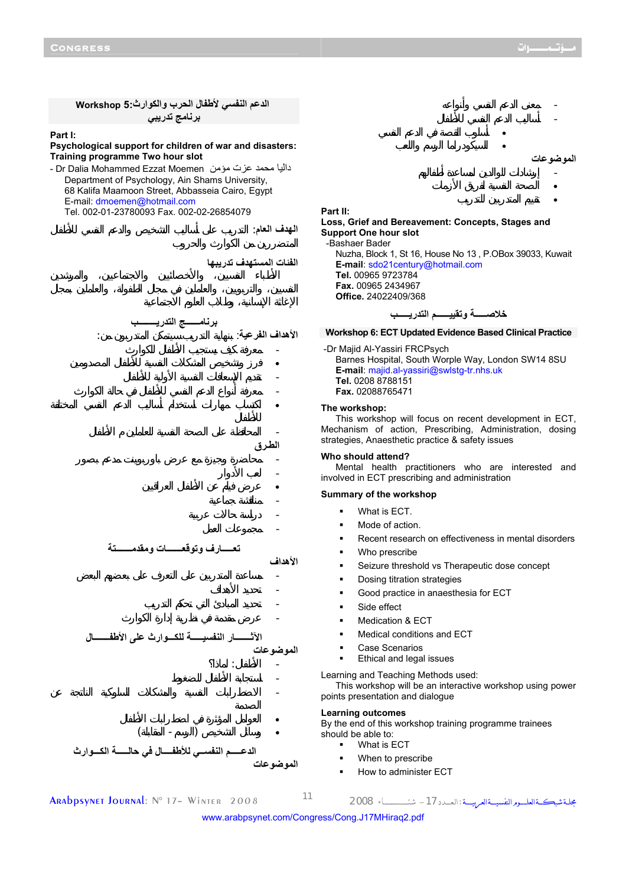### Workshop 5: الدعم النفسي لأطفال الحرب والكوارث
### برنامج تدريبي

**Part I:**
**Psychological support for children of war and disasters: Training programme Two hour slot**

- Dr Dalia Mohammed Ezzat Moemen داليا محمد عزت مؤمن
  Department of Psychology, Ain Shams University,
  68 Kalifa Maamoon Street, Abbasseia Cairo, Egypt
  E-mail: dmoemen@hotmail.com
  Tel. 002-01-23780093 Fax. 002-02-26854079

الهدف العام: التدريب على أساليب التشخيص والدعم النفسي للأطفال المتضررين من الكوارث والحروب

الفئات المستهدف تدريبها
الأطباء النفسيين، والأخصائيين والاجتماعيين، والمرشدين النفسيين، والتربويين، والعاملين في مجال الطفولة، والعاملين بمجال الإغاثة الإنسانية، طلاب العلوم الاجتماعية

**برنامـــج التدريـــب**

الأهداف الفرعية: بنهاية التدريب سيتمكن المتدربين من:

- معرفة كيف يستجيب الأطفال للكوارث
- فرز وتشخيص المشكلات النفسية للأطفال المصدومين
- تقديم الإسعافات النفسية الأولية للأطفال
- معرفة أنواع الدعم النفسي للأطفال في حالة الكوارث
- اكتساب مهارات استخدام أساليب الدعم النفسي المختلفة للأطفال
- المحافظة على الصحة النفسية للعاملين مع الأطفال

الطرق

- محاضرة وجيزة مع عرض باوربوينت مدعم بصور
- لعب الأدوار
- عرض فيلم عن الأطفال العراقيين
- مناقشة جماعية
- دراسة حالات عربية
- مجموعات العمل

**تعـــارف وتوقعـــات ومقدمـــة**

الأهداف

- مساعدة المتدربين على التعرف على بعضهم البعض
- تحديد الأهداف
- تحديد المبادئ التي تحكم التدريب
- عرض مقدمة في نظرية إدارة الكوارث

**الآثـــــار النفسيـــة للكـــوارث على الأطفـــال**

الموضوعات

- الأطفال: لماذا؟
- استجابة الأطفال للضغوط
- الاضطرابات النفسية والمشكلات السلوكية الناتجة عن الصدمة
- العوامل المؤثرة في اضطرابات الأطفال
- أساليب التشخيص (الرسم - المقابلة)

**الدعـــم النفسي للأطفـــال في حالـــة الكـــوارث**

الموضوعات

- معنى الدعم النفسي وأنواعه
- أساليب الدعم النفسي للأطفال
- أسلوب القصة في الدعم النفسي
- السيكودراما والرسم واللعب

الموضوعات

- إرشادات للوالدين لمساعدة أطفالهم
- الصحة النفسية لفريق الأزمات
- تقييم المتدربين للتدريب

**Part II:**
**Loss, Grief and Bereavement: Concepts, Stages and Support One hour slot**

-Bashaer Bader
Nuzha, Block 1, St 16, House No 13 , P.OBox 39033, Kuwait
**E-mail**: sdo21century@hotmail.com
**Tel.** 00965 9723784
**Fax.** 00965 2434967
**Office.** 24022409/368

**خلاصـــة وتقييـــم التدريـــب**

### Workshop 6: ECT Updated Evidence Based Clinical Practice

-Dr Majid Al-Yassiri FRCPsych
Barnes Hospital, South Worple Way, London SW14 8SU
**E-mail**: majid.al-yassiri@swlstg-tr.nhs.uk
**Tel.** 0208 8788151
**Fax.** 02088765471

**The workshop:**
This workshop will focus on recent development in ECT, Mechanism of action, Prescribing, Administration, dosing strategies, Anaesthetic practice & safety issues

**Who should attend?**
Mental health practitioners who are interested and involved in ECT prescribing and administration

**Summary of the workshop**

- What is ECT.
- Mode of action.
- Recent research on effectiveness in mental disorders
- Who prescribe
- Seizure threshold vs Therapeutic dose concept
- Dosing titration strategies
- Good practice in anaesthesia for ECT
- Side effect
- Medication & ECT
- Medical conditions and ECT
- Case Scenarios
- Ethical and legal issues

Learning and Teaching Methods used:
This workshop will be an interactive workshop using power points presentation and dialogue

**Learning outcomes**
By the end of this workshop training programme trainees should be able to:

- What is ECT
- When to prescribe
- How to administer ECT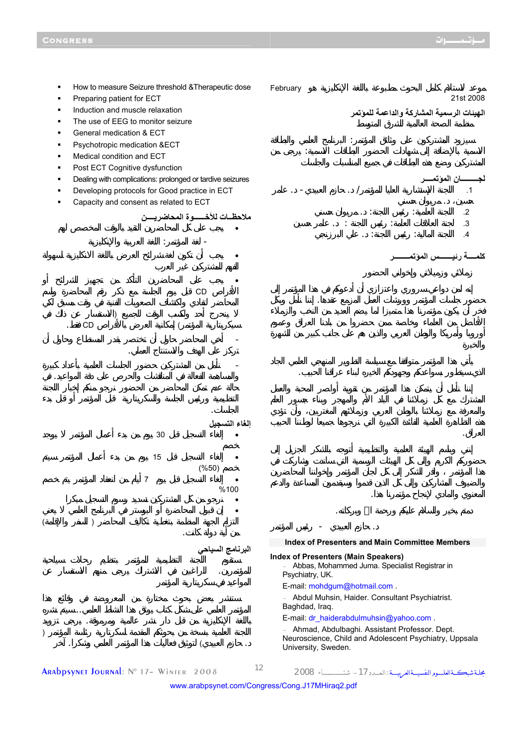موعد لاستلام كل البحوث مطبوعة باللغة الإنكليزية هو February 21st 2008

الهيئات الرسمية المشاركة والداعمة للمؤتمر
مظمة الصحة العالمية للشرق المتوسط

سيزود المشتركون على وثائق المؤتمر: البرنامج العلمي والطاقة الاسمية بالإضافة إلى شهادات الحضور الطاقات الاسمية: يرجى من المشتركين وضع هذه الطاقات في جميع المناسبات والجلسات

## لجـــــان المؤتمـــــر

1. اللجنة الإستشارية العليا للمؤتمر/ د. حازم العبيدي - د. علاء حسن، د. مريوان حسن.
2. اللجنة العلمية: رئيس اللجنة: د. مريوان حسن
3. لجنة العلاقات العامة: رئيس اللجنة: د. علاء حسن
4. اللجنة المالية: رئيس اللجنة: د. علي البرزنجي

## كلمـــة رئيـــس المؤتمـــــــر

زملائي وزميلاتي وإخواني الحضور

إنه لمن دواعي سروري واعتزازي أن أدعوكم في هذا المؤتمر إلى حضور جلسات المؤتمر وورشات العمل المزمع عقدها. إننا نأمل لكل فخر أن يكون مؤتمرنا هذا متميزا لما يضم العديد من النخب من الزملاء الأفاضل من العلماء ممن حضروا من بلدنا العراق وخاصة وموعدو أوروبا وأمريكا والوطن العربي والذين هم على جانب كبير من الشهرة والخبرة

يأتي هذا المؤتمر متوافقا مع سياسة التطوير المنهجي العلمي الجاد الذي يستطيع بسواعدكم وجهودكم الخيرة بناء عراقنا الحبيب.

إننا نأمل أن يتمكن هذا المؤتمر من تقوية أواصر المحبة والعمل المشترك مع كل زملائنا في البلد الأم والمهجر وبناء جسور العلم والمعرفة مع زملائنا بالوطن العربي وزملائهم المغتربين، وأن تؤدي هذه التظاهرة العلمية الفائقة الكبيرة التي نرجوها لجميع لوطننا الحبيب العراق.

إنني مع الهيئة العلمية والتنظيمية أتوجه بالشكر الجزيل إلى حضوركم الكريم وإلى كل الهيئات الرسمية التي ساندت وشاركت في هذا المؤتمر، وافر الشكر إلى كل لجان المؤتمر وإخواننا المحاضرين والضيوف المشاركين وإلى كل الذين قدموا ويقدمون المساعدة والدعم المعنوي والمادي لإنجاح مؤتمرنا هذا.

تمنيات بخير والسلام عليكم ورحمة الله وبركاته.

د. حازم العبيدي - رئيس المؤتمر

## Index of Presenters and Main Committee Members

**Index of Presenters (Main Speakers)**

- Abbas, Mohammed Juma. Specialist Registrar in Psychiatry, UK.
  E-mail: mohdgum@hotmail.com .
- Abdul Muhsin, Haider. Consultant Psychiatrist. Baghdad, Iraq.
  E-mail: dr_haiderabdulmuhsin@yahoo.com .
- Ahmad, Abdulbaghi. Assistant Professor. Dept. Neuroscience, Child and Adolescent Psychiatry, Uppsala University, Sweden.

- How to measure Seizure threshold &Therapeutic dose
- Preparing patient for ECT
- Induction and muscle relaxation
- The use of EEG to monitor seizure
- General medication & ECT
- Psychotropic medication &ECT
- Medical condition and ECT
- Post ECT Cognitive dysfunction
- Dealing with complications: prolonged or tardive seizures
- Developing protocols for Good practice in ECT
- Capacity and consent as related to ECT

## ملاحظـات للأخـــوة المحاضريـــن

- يجب على كل المحاضرين التقيد بالوقت المخصص لهم
- لغة المؤتمر: اللغة العربية والإنكليزية
- يجب أن تكون لقطات العرض باللغة الانكليزية لسهولة الفهم للمشتركين غير العرب
- يجب على المحاضرين التأكد من تجهيز الشرائح أو الأقراص CD قبل يوم الجلسة مع ذكر رقم المحاضرة وليوم المحاضرة لتفادي الصعوبات الفنية ولكشفها في وقت مسبق لكي لا يتحرج أحد ولكسب الوقت للجميع (الاستفسار عن ذلك في سكرتارية المؤتمر) إمكانية العرض بالأقراص CD فقط.
- أخي المحاضر حاول أن تختصر بقدر المستطاع وحاول أن تركز على الهدف والاستنتاج للعمل.
- نأمل من المشتركين حضور الجلسات العلمية بأعداد كبيرة والمساهمة الفعالة في المناقشات والحرص على دقة المواعيد. في حالة عدم تمكن المحاضر من الحضور نرجو منكم إخبار اللجنة التنظيمية ورئيس الجلسة والسكرتارية قبل المؤتمر أو قبل بدء الجلسات.

## إلغاء التسجيل

- إلغاء التسجيل قبل 30 يوم من بدء أعمال المؤتمر لا يوجد خصم
- إلغاء التسجيل قبل 15 يوم من بدء أعمال المؤتمر سيتم خصم (50%)
- إلغاء التسجيل قبل 7 أيام من انعقاد المؤتمر يتم خصم 100%
- نرجو من كل المشتركين تسديد رسوم التسجيل مبكرا
- إن قبول المحاضرة أو البوستر في البرنامج العلمي لا يعني التزام الجهة المنظمة بتغطية تكاليف المحاضر ( السفر والإقامة) من أية دولة كانت.

## البرنامج السياحي

ستقوم اللجنة التنظيمية للمؤتمر بتنظيم رحلات سياحية للمؤتمرين. للراغبين في الاشتراك يرجى منهم الاستفسار عن المواعيد في سكرتارية المؤتمر

ستنشر بعض بحوث مختارة من المعروضة في وقائع هذا المؤتمر العلمي على شكل كتاب يوثق هذا النشاط العلمي.. سيتم نشره باللغة الإنكليزية من قبل دار نشر عالمية ومرموقة. يرجى تزويد اللجنة العلمية بنسخة من بحوثكم المقدمة لسكرتارية رئاسة المؤتمر ( د. حازم العبيدي) لتوثيق فعاليات هذا المؤتمر العلمي وشكرا. آخر

www.arabpsynet.com/Congress/Cong.J17MHiraq2.pdf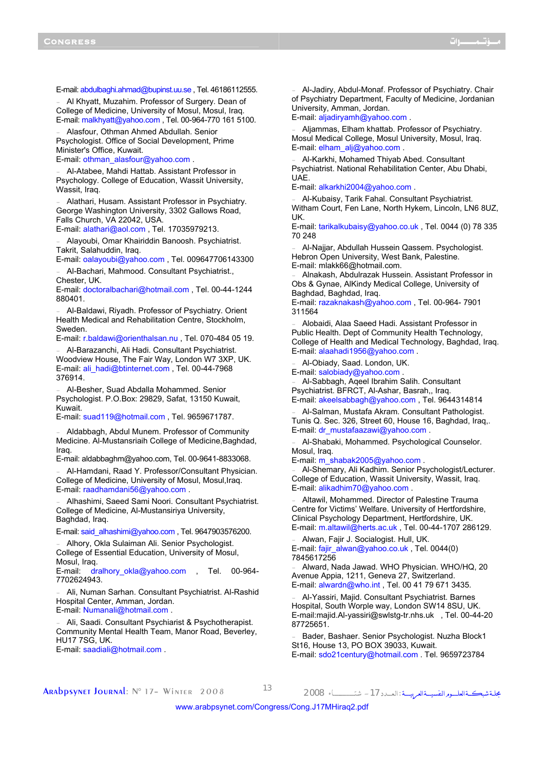E-mail: abdulbaghi.ahmad@bupinst.uu.se , Tel. 46186112555.

- Al Khyatt, Muzahim. Professor of Surgery. Dean of College of Medicine, University of Mosul, Mosul, Iraq.
E-mail: malkhyatt@yahoo.com , Tel. 00-964-770 161 5100.

- Alasfour, Othman Ahmed Abdullah. Senior Psychologist. Office of Social Development, Prime Minister's Office, Kuwait.
E-mail: othman_alasfour@yahoo.com .

- Al-Atabee, Mahdi Hattab. Assistant Professor in Psychology. College of Education, Wassit University, Wassit, Iraq.

- Alathari, Husam. Assistant Professor in Psychiatry. George Washington University, 3302 Gallows Road, Falls Church, VA 22042, USA.
E-mail: alathari@aol.com , Tel. 17035979213.

- Alayoubi, Omar Khairiddin Banoosh. Psychiatrist. Takrit, Salahuddin, Iraq.
E-mail: oalayoubi@yahoo.com , Tel. 009647706143300

- Al-Bachari, Mahmood. Consultant Psychiatrist., Chester, UK.
E-mail: doctoralbachari@hotmail.com , Tel. 00-44-1244 880401.

- Al-Baldawi, Riyadh. Professor of Psychiatry. Orient Health Medical and Rehabilitation Centre, Stockholm, Sweden.
E-mail: r.baldawi@orienthalsan.nu , Tel. 070-484 05 19.

- Al-Barazanchi, Ali Hadi. Consultant Psychiatrist. Woodview House, The Fair Way, London W7 3XP, UK.
E-mail: ali_hadi@btinternet.com , Tel. 00-44-7968 376914.

- Al-Besher, Suad Abdalla Mohammed. Senior Psychologist. P.O.Box: 29829, Safat, 13150 Kuwait, Kuwait.
E-mail: suad119@hotmail.com , Tel. 9659671787.

- Aldabbagh, Abdul Munem. Professor of Community Medicine. Al-Mustansriaih College of Medicine,Baghdad, Iraq.
E-mail: aldabbaghm@yahoo.com, Tel. 00-9641-8833068.

- Al-Hamdani, Raad Y. Professor/Consultant Physician. College of Medicine, University of Mosul, Mosul,Iraq.
E-mail: raadhamdani56@yahoo.com .

- Alhashimi, Saeed Sami Noori. Consultant Psychiatrist. College of Medicine, Al-Mustansiriya University, Baghdad, Iraq.
E-mail: said_alhashimi@yahoo.com , Tel. 9647903576200.

- Alhory, Okla Sulaiman Ali. Senior Psychologist. College of Essential Education, University of Mosul, Mosul, Iraq.
E-mail: dralhory_okla@yahoo.com , Tel. 00-964-7702624943.

- Ali, Numan Sarhan. Consultant Psychiatrist. Al-Rashid Hospital Center, Amman, Jordan.
E-mail: Numanali@hotmail.com .

- Ali, Saadi. Consultant Psychiatrist & Psychotherapist. Community Mental Health Team, Manor Road, Beverley, HU17 7SG, UK.
E-mail: saadiali@hotmail.com .

- Al-Jadiry, Abdul-Monaf. Professor of Psychiatry. Chair of Psychiatry Department, Faculty of Medicine, Jordanian University, Amman, Jordan.
E-mail: aljadiryamh@yahoo.com .

- Aljammas, Elham khattab. Professor of Psychiatry. Mosul Medical College, Mosul University, Mosul, Iraq.
E-mail: elham_alj@yahoo.com .

- Al-Karkhi, Mohamed Thiyab Abed. Consultant Psychiatrist. National Rehabilitation Center, Abu Dhabi, UAE.
E-mail: alkarkhi2004@yahoo.com .

- Al-Kubaisy, Tarik Fahal. Consultant Psychiatrist. Witham Court, Fen Lane, North Hykem, Lincoln, LN6 8UZ, UK.
E-mail: tarikalkubaisy@yahoo.co.uk , Tel. 0044 (0) 78 335 70 248

- Al-Najjar, Abdullah Hussein Qassem. Psychologist. Hebron Open University, West Bank, Palestine.
E-mail: mlakk66@hotmail.com.

- Alnakash, Abdulrazak Hussein. Assistant Professor in Obs & Gynae, AlKindy Medical College, University of Baghdad, Baghdad, Iraq.
E-mail: razaknakash@yahoo.com , Tel. 00-964- 7901 311564

- Alobaidi, Alaa Saeed Hadi. Assistant Professor in Public Health. Dept of Community Health Technology, College of Health and Medical Technology, Baghdad, Iraq.
E-mail: alaahadi1956@yahoo.com .

- Al-Obiady, Saad. London, UK.
E-mail: salobiady@yahoo.com .

- Al-Sabbagh, Aqeel Ibrahim Salih. Consultant Psychiatrist. BFRCT, Al-Ashar, Basrah,, Iraq.
E-mail: akeelsabbagh@yahoo.com , Tel. 9644314814

- Al-Salman, Mustafa Akram. Consultant Pathologist. Tunis Q. Sec. 326, Street 60, House 16, Baghdad, Iraq,.
E-mail: dr_mustafaazawi@yahoo.com .

- Al-Shabaki, Mohammed. Psychological Counselor. Mosul, Iraq.
E-mail: m_shabak2005@yahoo.com .

- Al-Shemary, Ali Kadhim. Senior Psychologist/Lecturer. College of Education, Wassit University, Wassit, Iraq.
E-mail: alikadhim70@yahoo.com .

- Altawil, Mohammed. Director of Palestine Trauma Centre for Victims' Welfare. University of Hertfordshire, Clinical Psychology Department, Hertfordshire, UK.
E-mail: m.altawil@herts.ac.uk , Tel. 00-44-1707 286129.

- Alwan, Fajir J. Socialogist. Hull, UK.
E-mail: fajir_alwan@yahoo.co.uk , Tel. 0044(0) 7845617256

- Alward, Nada Jawad. WHO Physician. WHO/HQ, 20 Avenue Appia, 1211, Geneva 27, Switzerland.
E-mail: alwardn@who.int , Tel. 00 41 79 671 3435.

- Al-Yassiri, Majid. Consultant Psychiatrist. Barnes Hospital, South Worple way, London SW14 8SU, UK.
E-mail:majid.Al-yassiri@swlstg-tr.nhs.uk , Tel. 00-44-20 87725651.

- Bader, Bashaer. Senior Psychologist. Nuzha Block1 St16, House 13, PO BOX 39033, Kuwait.
E-mail: sdo21century@hotmail.com . Tel. 9659723784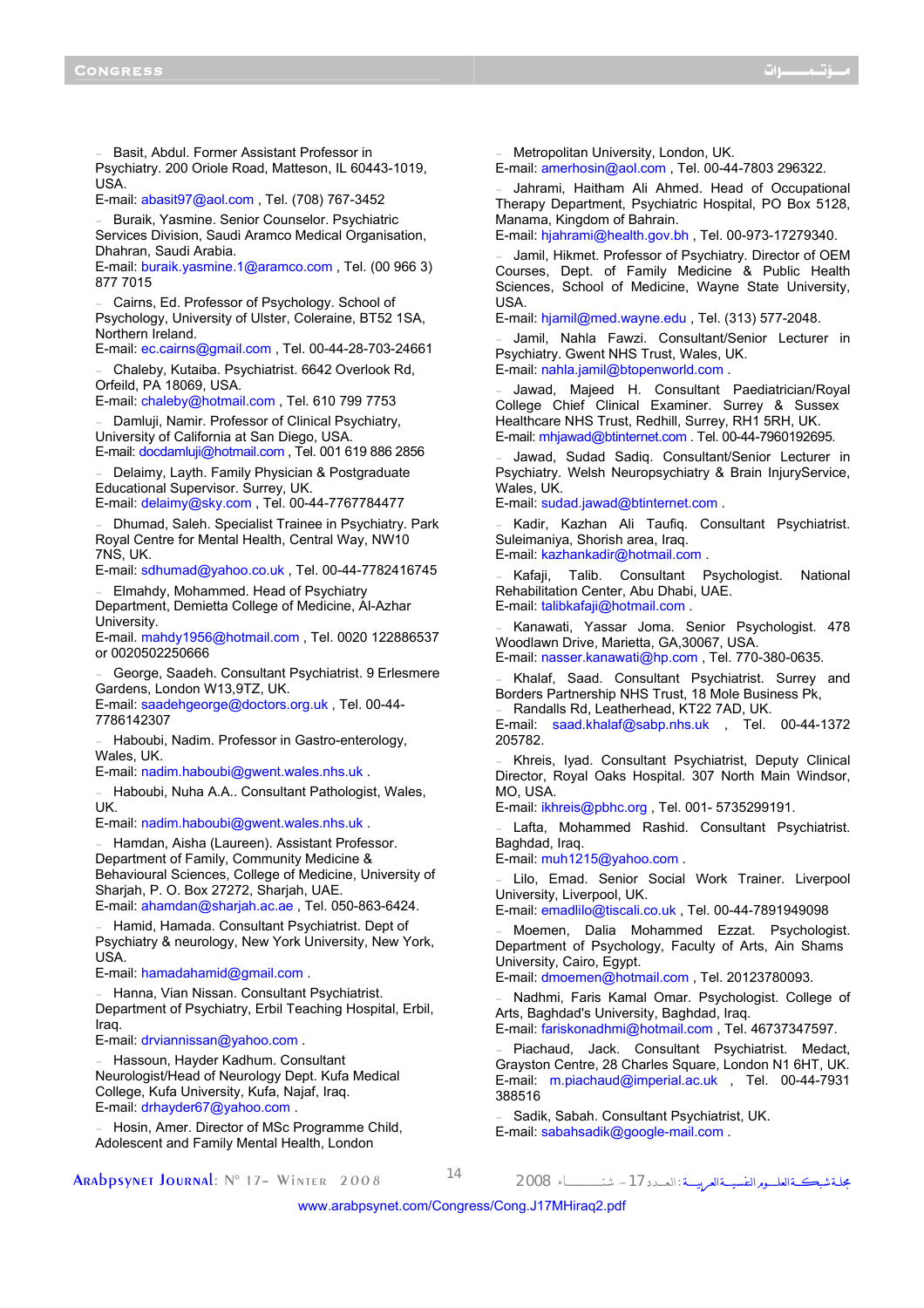- Basit, Abdul. Former Assistant Professor in Psychiatry. 200 Oriole Road, Matteson, IL 60443-1019, USA.
E-mail: abasit97@aol.com , Tel. (708) 767-3452

- Buraik, Yasmine. Senior Counselor. Psychiatric Services Division, Saudi Aramco Medical Organisation, Dhahran, Saudi Arabia.
E-mail: buraik.yasmine.1@aramco.com , Tel. (00 966 3) 877 7015

- Cairns, Ed. Professor of Psychology. School of Psychology, University of Ulster, Coleraine, BT52 1SA, Northern Ireland.
E-mail: ec.cairns@gmail.com , Tel. 00-44-28-703-24661

- Chaleby, Kutaiba. Psychiatrist. 6642 Overlook Rd, Orfeild, PA 18069, USA.
E-mail: chaleby@hotmail.com , Tel. 610 799 7753

- Damluji, Namir. Professor of Clinical Psychiatry, University of California at San Diego, USA.
E-mail: docdamluji@hotmail.com , Tel. 001 619 886 2856

- Delaimy, Layth. Family Physician & Postgraduate Educational Supervisor. Surrey, UK.
E-mail: delaimy@sky.com , Tel. 00-44-7767784477

- Dhumad, Saleh. Specialist Trainee in Psychiatry. Park Royal Centre for Mental Health, Central Way, NW10 7NS, UK.
E-mail: sdhumad@yahoo.co.uk , Tel. 00-44-7782416745

- Elmahdy, Mohammed. Head of Psychiatry Department, Demietta College of Medicine, Al-Azhar University.
E-mail. mahdy1956@hotmail.com , Tel. 0020 122886537 or 0020502250666

- George, Saadeh. Consultant Psychiatrist. 9 Erlesmere Gardens, London W13,9TZ, UK.
E-mail: saadehgeorge@doctors.org.uk , Tel. 00-44-7786142307

- Haboubi, Nadim. Professor in Gastro-enterology, Wales, UK.
E-mail: nadim.haboubi@gwent.wales.nhs.uk .

- Haboubi, Nuha A.A.. Consultant Pathologist, Wales, UK.
E-mail: nadim.haboubi@gwent.wales.nhs.uk .

- Hamdan, Aisha (Laureen). Assistant Professor. Department of Family, Community Medicine & Behavioural Sciences, College of Medicine, University of Sharjah, P. O. Box 27272, Sharjah, UAE.
E-mail: ahamdan@sharjah.ac.ae , Tel. 050-863-6424.

- Hamid, Hamada. Consultant Psychiatrist. Dept of Psychiatry & neurology, New York University, New York, USA.
E-mail: hamadahamid@gmail.com .

- Hanna, Vian Nissan. Consultant Psychiatrist. Department of Psychiatry, Erbil Teaching Hospital, Erbil, Iraq.
E-mail: drviannissan@yahoo.com .

- Hassoun, Hayder Kadhum. Consultant Neurologist/Head of Neurology Dept. Kufa Medical College, Kufa University, Kufa, Najaf, Iraq.
E-mail: drhayder67@yahoo.com .

- Hosin, Amer. Director of MSc Programme Child, Adolescent and Family Mental Health, London Metropolitan University, London, UK.
E-mail: amerhosin@aol.com , Tel. 00-44-7803 296322.

- Jahrami, Haitham Ali Ahmed. Head of Occupational Therapy Department, Psychiatric Hospital, PO Box 5128, Manama, Kingdom of Bahrain.
E-mail: hjahrami@health.gov.bh , Tel. 00-973-17279340.

- Jamil, Hikmet. Professor of Psychiatry. Director of OEM Courses, Dept. of Family Medicine & Public Health Sciences, School of Medicine, Wayne State University, USA.
E-mail: hjamil@med.wayne.edu , Tel. (313) 577-2048.

- Jamil, Nahla Fawzi. Consultant/Senior Lecturer in Psychiatry. Gwent NHS Trust, Wales, UK.
E-mail: nahla.jamil@btopenworld.com .

- Jawad, Majeed H. Consultant Paediatrician/Royal College Chief Clinical Examiner. Surrey & Sussex Healthcare NHS Trust, Redhill, Surrey, RH1 5RH, UK.
E-mail: mhjawad@btinternet.com . Tel. 00-44-7960192695.

- Jawad, Sudad Sadiq. Consultant/Senior Lecturer in Psychiatry. Welsh Neuropsychiatry & Brain InjuryService, Wales, UK.
E-mail: sudad.jawad@btinternet.com .

- Kadir, Kazhan Ali Taufiq. Consultant Psychiatrist. Suleimaniya, Shorish area, Iraq.
E-mail: kazhankadir@hotmail.com .

- Kafaji, Talib. Consultant Psychologist. National Rehabilitation Center, Abu Dhabi, UAE.
E-mail: talibkafaji@hotmail.com .

- Kanawati, Yassar Joma. Senior Psychologist. 478 Woodlawn Drive, Marietta, GA,30067, USA.
E-mail: nasser.kanawati@hp.com , Tel. 770-380-0635.

- Khalaf, Saad. Consultant Psychiatrist. Surrey and Borders Partnership NHS Trust, 18 Mole Business Pk,
- Randalls Rd, Leatherhead, KT22 7AD, UK.
E-mail: saad.khalaf@sabp.nhs.uk , Tel. 00-44-1372 205782.

- Khreis, Iyad. Consultant Psychiatrist, Deputy Clinical Director, Royal Oaks Hospital. 307 North Main Windsor, MO, USA.
E-mail: ikhreis@pbhc.org , Tel. 001- 5735299191.

- Lafta, Mohammed Rashid. Consultant Psychiatrist. Baghdad, Iraq.
E-mail: muh1215@yahoo.com .

- Lilo, Emad. Senior Social Work Trainer. Liverpool University, Liverpool, UK.
E-mail: emadlilo@tiscali.co.uk , Tel. 00-44-7891949098

- Moemen, Dalia Mohammed Ezzat. Psychologist. Department of Psychology, Faculty of Arts, Ain Shams University, Cairo, Egypt.
E-mail: dmoemen@hotmail.com , Tel. 20123780093.

- Nadhmi, Faris Kamal Omar. Psychologist. College of Arts, Baghdad's University, Baghdad, Iraq.
E-mail: fariskonadhmi@hotmail.com , Tel. 46737347597.

- Piachaud, Jack. Consultant Psychiatrist. Medact, Grayston Centre, 28 Charles Square, London N1 6HT, UK.
E-mail: m.piachaud@imperial.ac.uk , Tel. 00-44-7931 388516

- Sadik, Sabah. Consultant Psychiatrist, UK.
E-mail: sabahsadik@google-mail.com .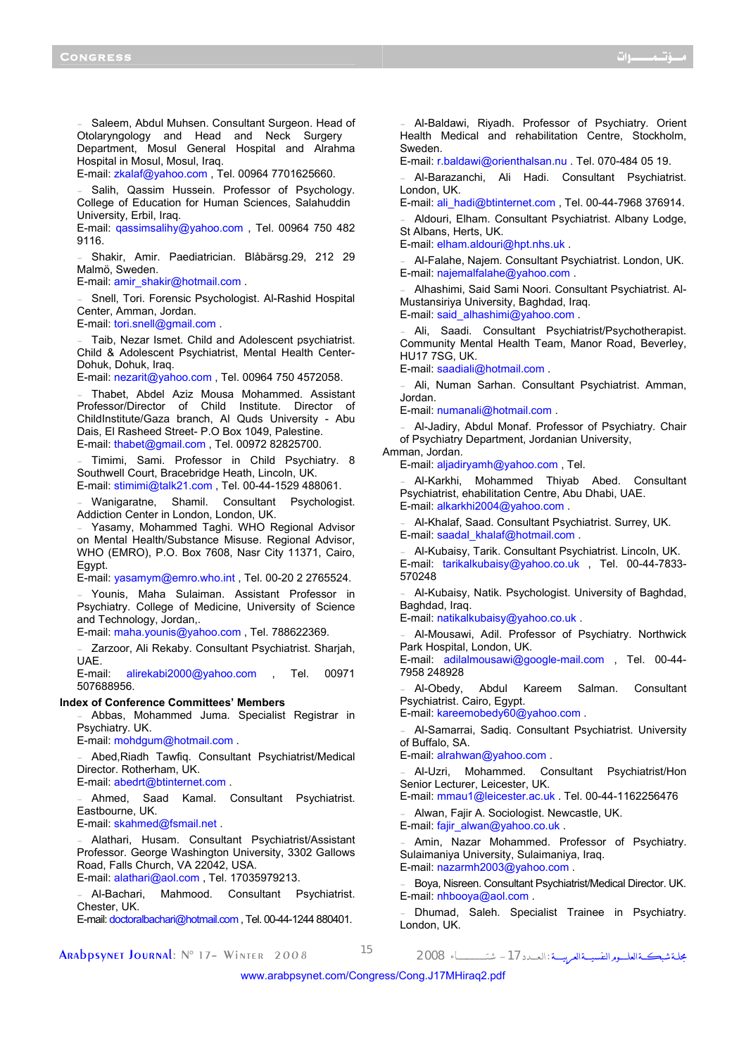- Saleem, Abdul Muhsen. Consultant Surgeon. Head of Otolaryngology and Head and Neck Surgery Department, Mosul General Hospital and Alrahma Hospital in Mosul, Mosul, Iraq.
E-mail: zkalaf@yahoo.com , Tel. 00964 7701625660.

- Salih, Qassim Hussein. Professor of Psychology. College of Education for Human Sciences, Salahuddin University, Erbil, Iraq.
E-mail: qassimsalihy@yahoo.com , Tel. 00964 750 482 9116.

- Shakir, Amir. Paediatrician. Blåbärsg.29, 212 29 Malmö, Sweden.
E-mail: amir_shakir@hotmail.com .

- Snell, Tori. Forensic Psychologist. Al-Rashid Hospital Center, Amman, Jordan.
E-mail: tori.snell@gmail.com .

- Taib, Nezar Ismet. Child and Adolescent psychiatrist. Child & Adolescent Psychiatrist, Mental Health Center-Dohuk, Dohuk, Iraq.
E-mail: nezarit@yahoo.com , Tel. 00964 750 4572058.

- Thabet, Abdel Aziz Mousa Mohammed. Assistant Professor/Director of Child Institute. Director of ChildInstitute/Gaza branch, Al Quds University - Abu Dais, El Rasheed Street- P.O Box 1049, Palestine.
E-mail: thabet@gmail.com , Tel. 00972 82825700.

- Timimi, Sami. Professor in Child Psychiatry. 8 Southwell Court, Bracebridge Heath, Lincoln, UK.
E-mail: stimimi@talk21.com , Tel. 00-44-1529 488061.

- Wanigaratne, Shamil. Consultant Psychologist. Addiction Center in London, London, UK.

- Yasamy, Mohammed Taghi. WHO Regional Advisor on Mental Health/Substance Misuse. Regional Advisor, WHO (EMRO), P.O. Box 7608, Nasr City 11371, Cairo, Egypt.
E-mail: yasamym@emro.who.int , Tel. 00-20 2 2765524.

- Younis, Maha Sulaiman. Assistant Professor in Psychiatry. College of Medicine, University of Science and Technology, Jordan,.
E-mail: maha.younis@yahoo.com , Tel. 788622369.

- Zarzoor, Ali Rekaby. Consultant Psychiatrist. Sharjah, UAE.
E-mail: alirekabi2000@yahoo.com , Tel. 00971 507688956.

**Index of Conference Committees' Members**

- Abbas, Mohammed Juma. Specialist Registrar in Psychiatry. UK.
E-mail: mohdgum@hotmail.com .

- Abed,Riadh Tawfiq. Consultant Psychiatrist/Medical Director. Rotherham, UK.
E-mail: abedrt@btinternet.com .

- Ahmed, Saad Kamal. Consultant Psychiatrist. Eastbourne, UK.
E-mail: skahmed@fsmail.net .

- Alathari, Husam. Consultant Psychiatrist/Assistant Professor. George Washington University, 3302 Gallows Road, Falls Church, VA 22042, USA.
E-mail: alathari@aol.com , Tel. 17035979213.

- Al-Bachari, Mahmood. Consultant Psychiatrist. Chester, UK.
E-mail: doctoralbachari@hotmail.com , Tel. 00-44-1244 880401.

- Al-Baldawi, Riyadh. Professor of Psychiatry. Orient Health Medical and rehabilitation Centre, Stockholm, Sweden.
E-mail: r.baldawi@orienthalsan.nu . Tel. 070-484 05 19.

- Al-Barazanchi, Ali Hadi. Consultant Psychiatrist. London, UK.
E-mail: ali_hadi@btinternet.com , Tel. 00-44-7968 376914.

- Aldouri, Elham. Consultant Psychiatrist. Albany Lodge, St Albans, Herts, UK.
E-mail: elham.aldouri@hpt.nhs.uk .

- Al-Falahe, Najem. Consultant Psychiatrist. London, UK.
E-mail: najemalfalahe@yahoo.com .

- Alhashimi, Said Sami Noori. Consultant Psychiatrist. Al-Mustansiriya University, Baghdad, Iraq.
E-mail: said_alhashimi@yahoo.com .

- Ali, Saadi. Consultant Psychiatrist/Psychotherapist. Community Mental Health Team, Manor Road, Beverley, HU17 7SG, UK.
E-mail: saadiali@hotmail.com .

- Ali, Numan Sarhan. Consultant Psychiatrist. Amman, Jordan.
E-mail: numanali@hotmail.com .

- Al-Jadiry, Abdul Monaf. Professor of Psychiatry. Chair of Psychiatry Department, Jordanian University, Amman, Jordan.
E-mail: aljadiryamh@yahoo.com , Tel.

- Al-Karkhi, Mohammed Thiyab Abed. Consultant Psychiatrist, ehabilitation Centre, Abu Dhabi, UAE.
E-mail: alkarkhi2004@yahoo.com .

- Al-Khalaf, Saad. Consultant Psychiatrist. Surrey, UK.
E-mail: saadal_khalaf@hotmail.com .

- Al-Kubaisy, Tarik. Consultant Psychiatrist. Lincoln, UK.
E-mail: tarikalkubaisy@yahoo.co.uk , Tel. 00-44-7833-570248

- Al-Kubaisy, Natik. Psychologist. University of Baghdad, Baghdad, Iraq.
E-mail: natikalkubaisy@yahoo.co.uk .

- Al-Mousawi, Adil. Professor of Psychiatry. Northwick Park Hospital, London, UK.
E-mail: adilalmousawi@google-mail.com , Tel. 00-44-7958 248928

- Al-Obedy, Abdul Kareem Salman. Consultant Psychiatrist. Cairo, Egypt.
E-mail: kareemobedy60@yahoo.com .

- Al-Samarrai, Sadiq. Consultant Psychiatrist. University of Buffalo, SA.
E-mail: alrahwan@yahoo.com .

- Al-Uzri, Mohammed. Consultant Psychiatrist/Hon Senior Lecturer, Leicester, UK.
E-mail: mmau1@leicester.ac.uk . Tel. 00-44-1162256476

- Alwan, Fajir A. Sociologist. Newcastle, UK.
E-mail: fajir_alwan@yahoo.co.uk .

- Amin, Nazar Mohammed. Professor of Psychiatry. Sulaimaniya University, Sulaimaniya, Iraq.
E-mail: nazarmh2003@yahoo.com .

- Boya, Nisreen. Consultant Psychiatrist/Medical Director. UK.
E-mail: nhbooya@aol.com .

- Dhumad, Saleh. Specialist Trainee in Psychiatry. London, UK.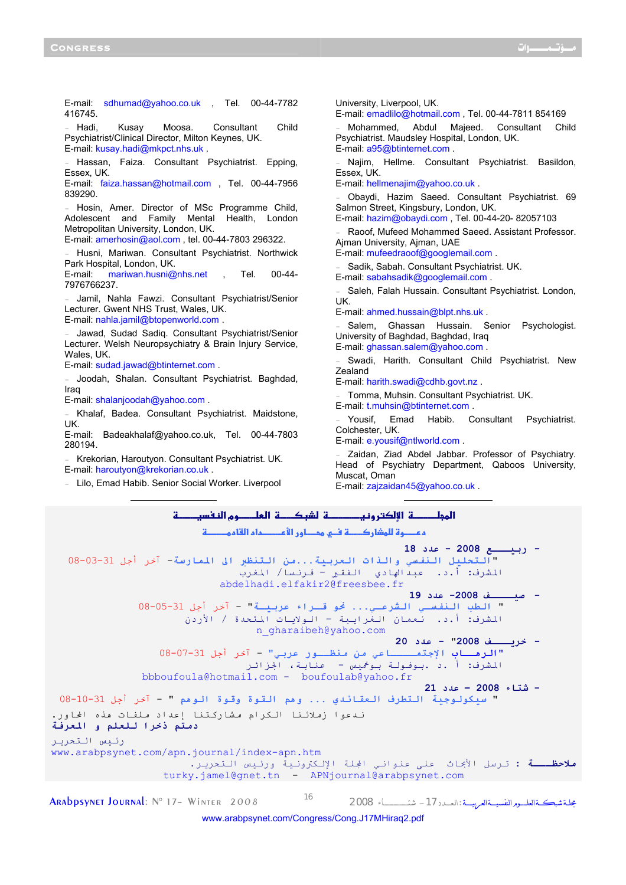E-mail: sdhumad@yahoo.co.uk , Tel. 00-44-7782 416745.

- Hadi, Kusay Moosa. Consultant Child Psychiatrist/Clinical Director, Milton Keynes, UK.
E-mail: kusay.hadi@mkpct.nhs.uk .

- Hassan, Faiza. Consultant Psychiatrist. Epping, Essex, UK.
E-mail: faiza.hassan@hotmail.com , Tel. 00-44-7956 839290.

- Hosin, Amer. Director of MSc Programme Child, Adolescent and Family Mental Health, London Metropolitan University, London, UK.
E-mail: amerhosin@aol.com , tel. 00-44-7803 296322.

- Husni, Mariwan. Consultant Psychiatrist. Northwick Park Hospital, London, UK.
E-mail: mariwan.husni@nhs.net , Tel. 00-44-7976766237.

- Jamil, Nahla Fawzi. Consultant Psychiatrist/Senior Lecturer. Gwent NHS Trust, Wales, UK.
E-mail: nahla.jamil@btopenworld.com .

- Jawad, Sudad Sadiq. Consultant Psychiatrist/Senior Lecturer. Welsh Neuropsychiatry & Brain Injury Service, Wales, UK.
E-mail: sudad.jawad@btinternet.com .

- Joodah, Shalan. Consultant Psychiatrist. Baghdad, Iraq
E-mail: shalanjoodah@yahoo.com .

- Khalaf, Badea. Consultant Psychiatrist. Maidstone, UK.
E-mail: Badeakhalaf@yahoo.co.uk, Tel. 00-44-7803 280194.

- Krekorian, Haroutyon. Consultant Psychiatrist. UK.
E-mail: haroutyon@krekorian.co.uk .

- Lilo, Emad Habib. Senior Social Worker. Liverpool University, Liverpool, UK.
E-mail: emadlilo@hotmail.com , Tel. 00-44-7811 854169

- Mohammed, Abdul Majeed. Consultant Child Psychiatrist. Maudsley Hospital, London, UK.
E-mail: a95@btinternet.com .

- Najim, Hellme. Consultant Psychiatrist. Basildon, Essex, UK.
E-mail: hellmenajim@yahoo.co.uk .

- Obaydi, Hazim Saeed. Consultant Psychiatrist. 69 Salmon Street, Kingsbury, London, UK.
E-mail: hazim@obaydi.com , Tel. 00-44-20- 82057103

- Raoof, Mufeed Mohammed Saeed. Assistant Professor. Ajman University, Ajman, UAE
E-mail: mufeedraoof@googlemail.com .

- Sadik, Sabah. Consultant Psychiatrist. UK.
E-mail: sabahsadik@googlemail.com .

- Saleh, Falah Hussain. Consultant Psychiatrist. London, UK.
E-mail: ahmed.hussain@blpt.nhs.uk .

- Salem, Ghassan Hussain. Senior Psychologist. University of Baghdad, Baghdad, Iraq
E-mail: ghassan.salem@yahoo.com .

- Swadi, Harith. Consultant Child Psychiatrist. New Zealand
E-mail: harith.swadi@cdhb.govt.nz .

- Tomma, Muhsin. Consultant Psychiatrist. UK.
E-mail: t.muhsin@btinternet.com .

- Yousif, Emad Habib. Consultant Psychiatrist. Colchester, UK.
E-mail: e.yousif@ntlworld.com .

- Zaidan, Ziad Abdel Jabbar. Professor of Psychiatry. Head of Psychiatry Department, Qaboos University, Muscat, Oman
E-mail: zajzaidan45@yahoo.co.uk .

---

## المجلة الإلكترونية لشبكة العلوم النفسية

### دعوة للمشاركة في محاور الأعداد القادمة

- ربيع 2008 - عدد 18
"التحليل النفسي والذات العربية... من التنظير الى الممارسة" - آخر أجل 31-03-08
المشرف: أ. د. عبدالهادي الفقير - فرنسا / المغرب
abdelhadi.elfakir2@freesbee.fr

- صيف 2008- عدد 19
" الطب النفسي الشرعي... نحو قراءة عربية" - آخر أجل 31-05-08
المشرف: أ. د. نعمان الغرايبة - الولايات المتحدة / الأردن
n_gharaibeh@yahoo.com

- خريف 2008" - عدد 20
"الرهاب الإجتماعي من منظور عربي" - آخر أجل 31-07-08
المشرف: أ. د. بوفولة بوخميس - عنابة، الجزائر
bbboufoula@hotmail.com - boufoulab@yahoo.fr

- شتاء 2008 - عدد 21
" سيكولوجية التطرف العقائدي ... هو القوة وقود الموهوم " - آخر أجل 31-10-08

ندعوا زملائنا الكرام الى إعداد مشاركات ملفات هذه المحاور. **متمدة ذخرا للعلل و المعرفة**

رئيس التحرير
www.arabpsynet.com/apn.journal/index-apn.htm

**ملاحظة** : ترسل الأبحاث على عنواني المجلة الإلكترونية ورئيس التحرير.
turky.jamel@gnet.tn - APNjournal@arabpsynet.com

www.arabpsynet.com/Congress/Cong.J17MHiraq2.pdf